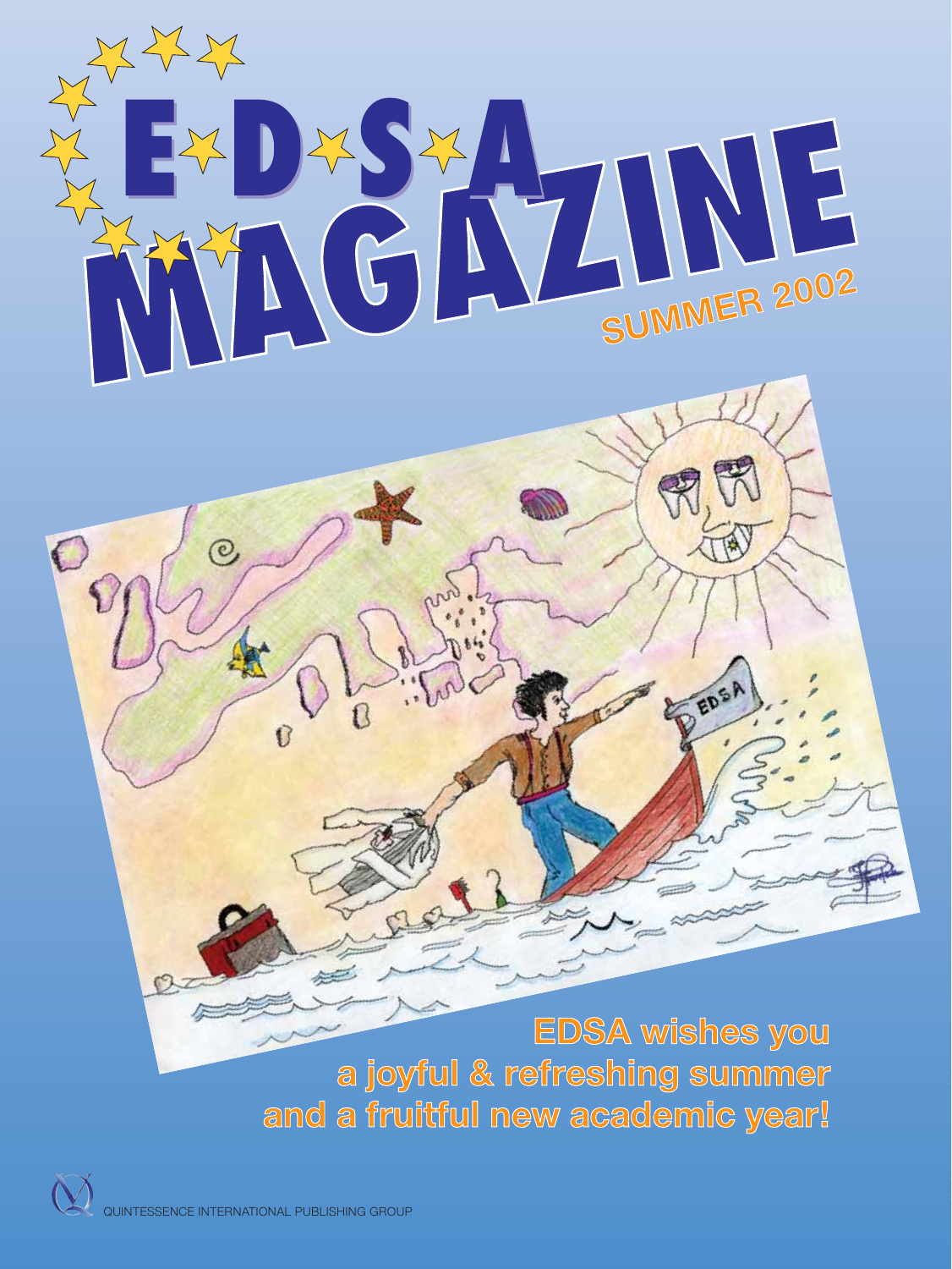# EDSA MAGAZINE

SUMMER 2002

**EDSA wishes you a joyful & refreshing summer and a fruitful new academic year!**

QUINTESSENCE INTERNATIONAL PUBLISHING GROUP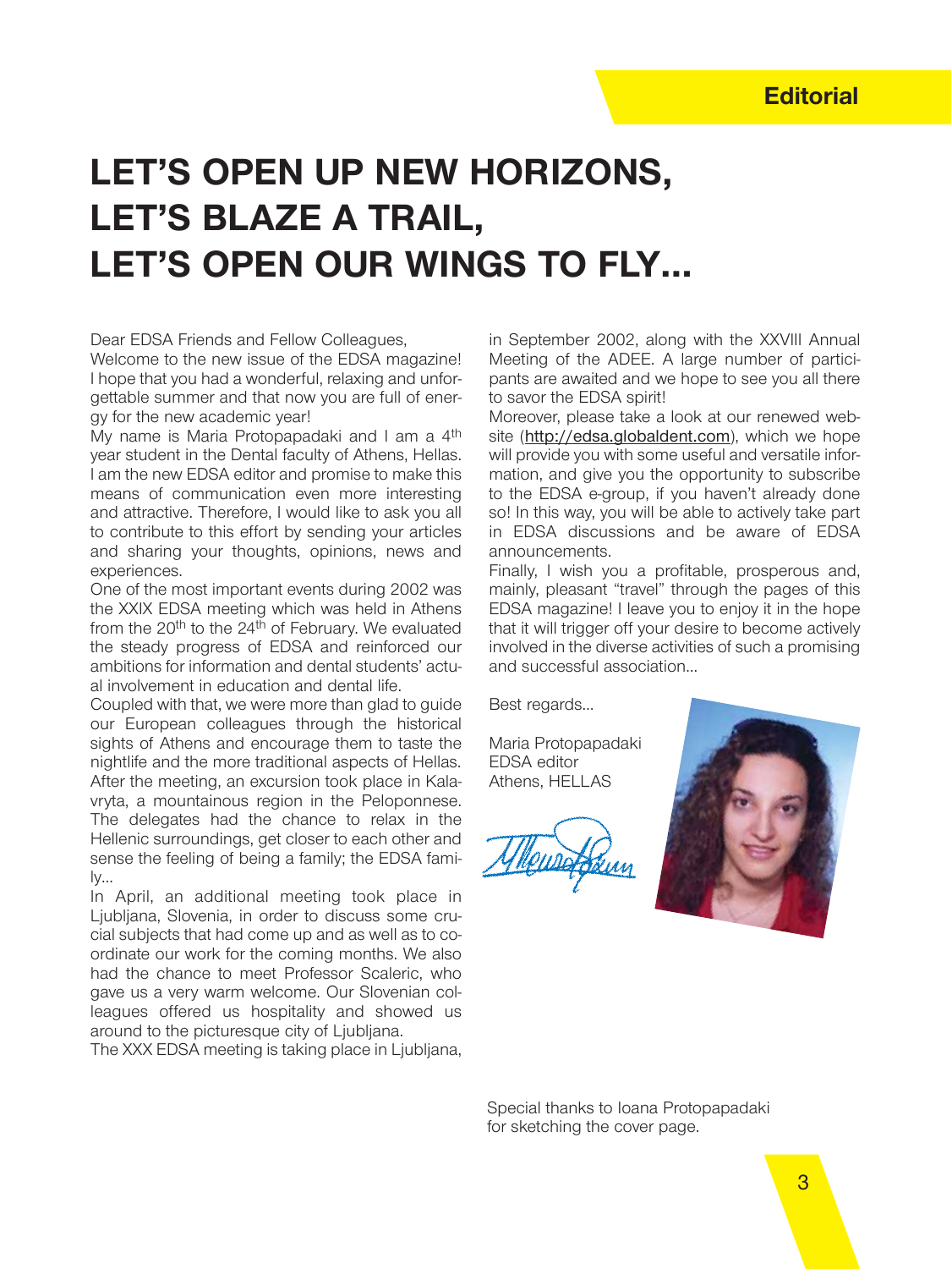Editorial

# LET'S OPEN UP NEW HORIZONS, LET'S BLAZE A TRAIL, LET'S OPEN OUR WINGS TO FLY...

Dear EDSA Friends and Fellow Colleagues,

Welcome to the new issue of the EDSA magazine! I hope that you had a wonderful, relaxing and unforgettable summer and that now you are full of energy for the new academic year!

My name is Maria Protopapadaki and I am a 4th year student in the Dental faculty of Athens, Hellas. I am the new EDSA editor and promise to make this means of communication even more interesting and attractive. Therefore, I would like to ask you all to contribute to this effort by sending your articles and sharing your thoughts, opinions, news and experiences.

One of the most important events during 2002 was the XXIX EDSA meeting which was held in Athens from the 20th to the 24th of February. We evaluated the steady progress of EDSA and reinforced our ambitions for information and dental students' actual involvement in education and dental life.

Coupled with that, we were more than glad to guide our European colleagues through the historical sights of Athens and encourage them to taste the nightlife and the more traditional aspects of Hellas. After the meeting, an excursion took place in Kalavryta, a mountainous region in the Peloponnese. The delegates had the chance to relax in the Hellenic surroundings, get closer to each other and sense the feeling of being a family; the EDSA family...

In April, an additional meeting took place in Ljubljana, Slovenia, in order to discuss some crucial subjects that had come up and as well as to coordinate our work for the coming months. We also had the chance to meet Professor Scaleric, who gave us a very warm welcome. Our Slovenian colleagues offered us hospitality and showed us around to the picturesque city of Ljubljana.

The XXX EDSA meeting is taking place in Ljubljana, in September 2002, along with the XXVIII Annual Meeting of the ADEE. A large number of participants are awaited and we hope to see you all there to savor the EDSA spirit!

Moreover, please take a look at our renewed website (http://edsa.globaldent.com), which we hope will provide you with some useful and versatile information, and give you the opportunity to subscribe to the EDSA e-group, if you haven't already done so! In this way, you will be able to actively take part in EDSA discussions and be aware of EDSA announcements.

Finally, I wish you a profitable, prosperous and, mainly, pleasant "travel" through the pages of this EDSA magazine! I leave you to enjoy it in the hope that it will trigger off your desire to become actively involved in the diverse activities of such a promising and successful association...

Best regards...

Maria Protopapadaki
EDSA editor
Athens, HELLAS

Special thanks to Ioana Protopapadaki for sketching the cover page.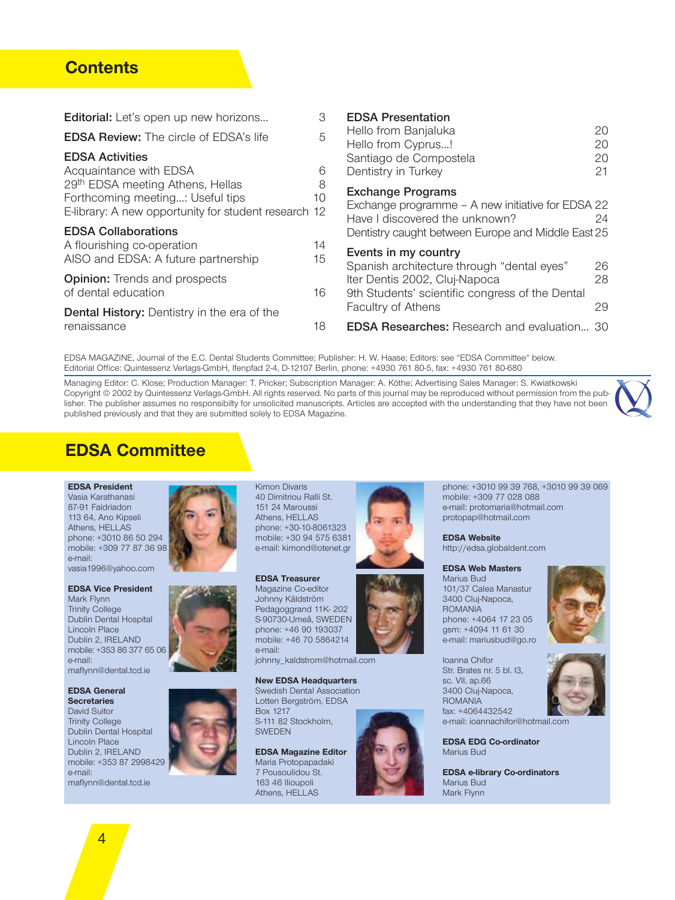# Contents

**Editorial:** Let's open up new horizons... 3

**EDSA Review:** The circle of EDSA's life 5

**EDSA Activities**

Acquaintance with EDSA 6

29th EDSA meeting Athens, Hellas 8

Forthcoming meeting...: Useful tips 10

E-library: A new opportunity for student research 12

**EDSA Collaborations**

A flourishing co-operation 14

AISO and EDSA: A future partnership 15

**Opinion:** Trends and prospects of dental education 16

**Dental History:** Dentistry in the era of the renaissance 18

**EDSA Presentation**

Hello from Banjaluka 20

Hello from Cyprus...! 20

Santiago de Compostela 20

Dentistry in Turkey 21

**Exchange Programs**

Exchange programme – A new initiative for EDSA 22

Have I discovered the unknown? 24

Dentistry caught between Europe and Middle East 25

**Events in my country**

Spanish architecture through "dental eyes" 26

Iter Dentis 2002, Cluj-Napoca 28

9th Students' scientific congress of the Dental Faculty of Athens 29

**EDSA Researches:** Research and evaluation... 30

EDSA MAGAZINE, Journal of the E.C. Dental Students Committee; Publisher: H. W. Haase; Editors: see "EDSA Committee" below.
Editorial Office: Quintessenz Verlags-GmbH, Ifenpfad 2-4, D-12107 Berlin, phone: +4930 761 80-5, fax: +4930 761 80-680

Managing Editor: C. Klose; Production Manager: T. Pricker; Subscription Manager: A. Köthe; Advertising Sales Manager: S. Kwiatkowski
Copyright © 2002 by Quintessenz Verlags-GmbH. All rights reserved. No parts of this journal may be reproduced without permission from the publisher. The publisher assumes no responsibilty for unsolicited manuscripts. Articles are accepted with the understanding that they have not been published previously and that they are submitted solely to EDSA Magazine.

# EDSA Committee

**EDSA President**
Vasia Karathanasi
87-91 Faidriadon
113 64, Ano Kipseli
Athens, HELLAS
phone: +3010 86 50 294
mobile: +309 77 87 36 98
e-mail:
vasia1996@yahoo.com

**EDSA Vice President**
Mark Flynn
Trinity College
Dublin Dental Hospital
Lincoln Place
Dublin 2, IRELAND
mobile: +353 86 377 65 06
e-mail:
maflynn@dental.tcd.ie

**EDSA General Secretaries**
David Suitor
Trinity College
Dublin Dental Hospital
Lincoln Place
Dublin 2, IRELAND
mobile: +353 87 2998429
e-mail:
maflynn@dental.tcd.ie

Kimon Divaris
40 Dimitriou Ralli St.
151 24 Maroussi
Athens, HELLAS
phone: +30-10-8061323
mobile: +30 94 575 6381
e-mail: kimond@otenet.gr

**EDSA Treasurer**
Magazine Co-editor
Johnny Käldström
Pedagoggrand 11K- 202
S-90730-Umeå, SWEDEN
phone: +46 90 193037
mobile: +46 70 5864214
e-mail:
johnny_kaldstrom@hotmail.com

**New EDSA Headquarters**
Swedish Dental Association
Lotten Bergström, EDSA
Box 1217
S-111 82 Stockholm,
SWEDEN

**EDSA Magazine Editor**
Maria Protopapadaki
7 Pousoulidou St.
163 46 Ilioupoli
Athens, HELLAS
phone: +3010 99 39 768, +3010 99 39 069
mobile: +309 77 028 088
e-mail: protomaria@hotmail.com
protopap@hotmail.com

**EDSA Website**
http://edsa.globaldent.com

**EDSA Web Masters**
Marius Bud
101/37 Calea Manastur
3400 Cluj-Napoca,
ROMANIA
phone: +4064 17 23 05
gsm: +4094 11 61 30
e-mail: mariusbud@go.ro

Ioanna Chifor
Str. Brates nr. 5 bl. I3,
sc. VII, ap.66
3400 Cluj-Napoca,
ROMANIA
fax: +4064432542
e-mail: ioannachifor@hotmail.com

**EDSA EDG Co-ordinator**
Marius Bud

**EDSA e-library Co-ordinators**
Marius Bud
Mark Flynn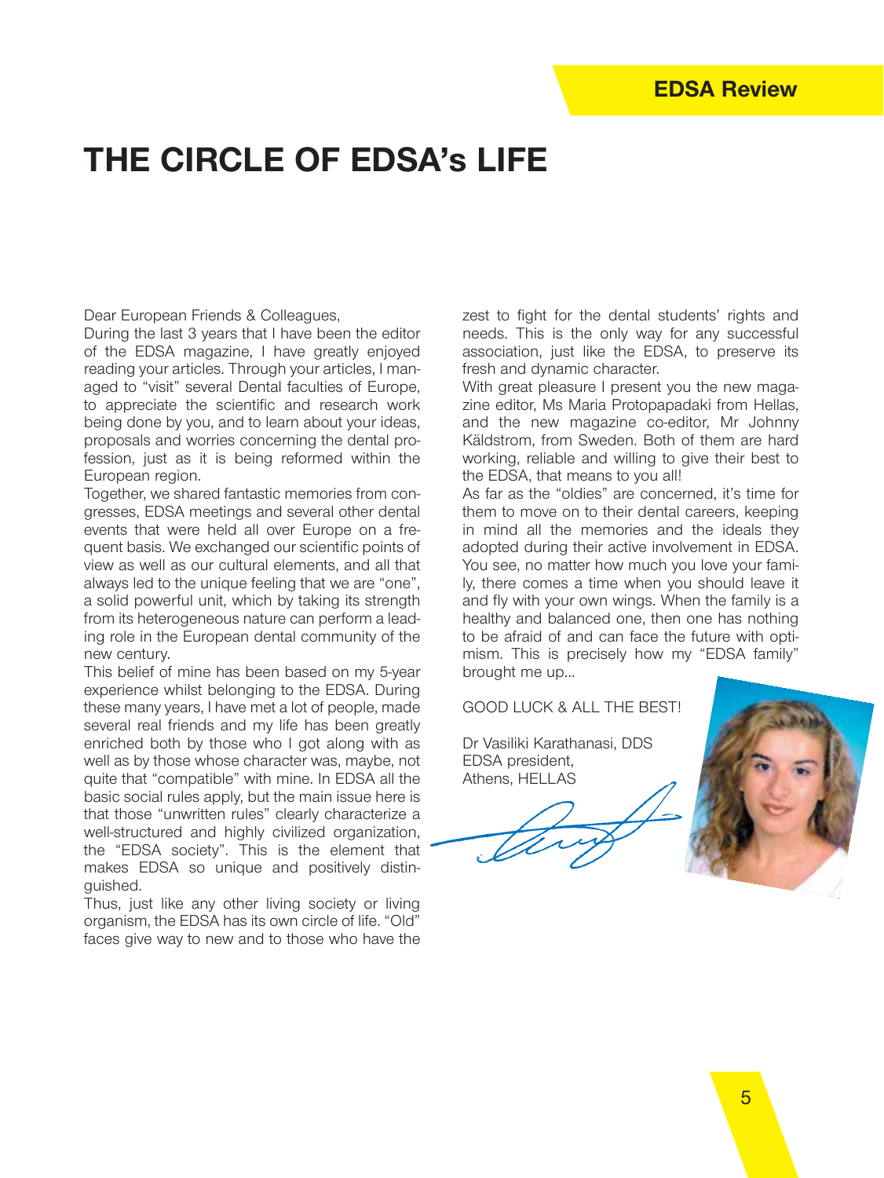# THE CIRCLE OF EDSA's LIFE

Dear European Friends & Colleagues,

During the last 3 years that I have been the editor of the EDSA magazine, I have greatly enjoyed reading your articles. Through your articles, I managed to "visit" several Dental faculties of Europe, to appreciate the scientific and research work being done by you, and to learn about your ideas, proposals and worries concerning the dental profession, just as it is being reformed within the European region.

Together, we shared fantastic memories from congresses, EDSA meetings and several other dental events that were held all over Europe on a frequent basis. We exchanged our scientific points of view as well as our cultural elements, and all that always led to the unique feeling that we are "one", a solid powerful unit, which by taking its strength from its heterogeneous nature can perform a leading role in the European dental community of the new century.

This belief of mine has been based on my 5-year experience whilst belonging to the EDSA. During these many years, I have met a lot of people, made several real friends and my life has been greatly enriched both by those who I got along with as well as by those whose character was, maybe, not quite that "compatible" with mine. In EDSA all the basic social rules apply, but the main issue here is that those "unwritten rules" clearly characterize a well-structured and highly civilized organization, the "EDSA society". This is the element that makes EDSA so unique and positively distinguished.

Thus, just like any other living society or living organism, the EDSA has its own circle of life. "Old" faces give way to new and to those who have the zest to fight for the dental students' rights and needs. This is the only way for any successful association, just like the EDSA, to preserve its fresh and dynamic character.

With great pleasure I present you the new magazine editor, Ms Maria Protopapadaki from Hellas, and the new magazine co-editor, Mr Johnny Käldstrom, from Sweden. Both of them are hard working, reliable and willing to give their best to the EDSA, that means to you all!

As far as the "oldies" are concerned, it's time for them to move on to their dental careers, keeping in mind all the memories and the ideals they adopted during their active involvement in EDSA. You see, no matter how much you love your family, there comes a time when you should leave it and fly with your own wings. When the family is a healthy and balanced one, then one has nothing to be afraid of and can face the future with optimism. This is precisely how my "EDSA family" brought me up...

GOOD LUCK & ALL THE BEST!

Dr Vasiliki Karathanasi, DDS
EDSA president,
Athens, HELLAS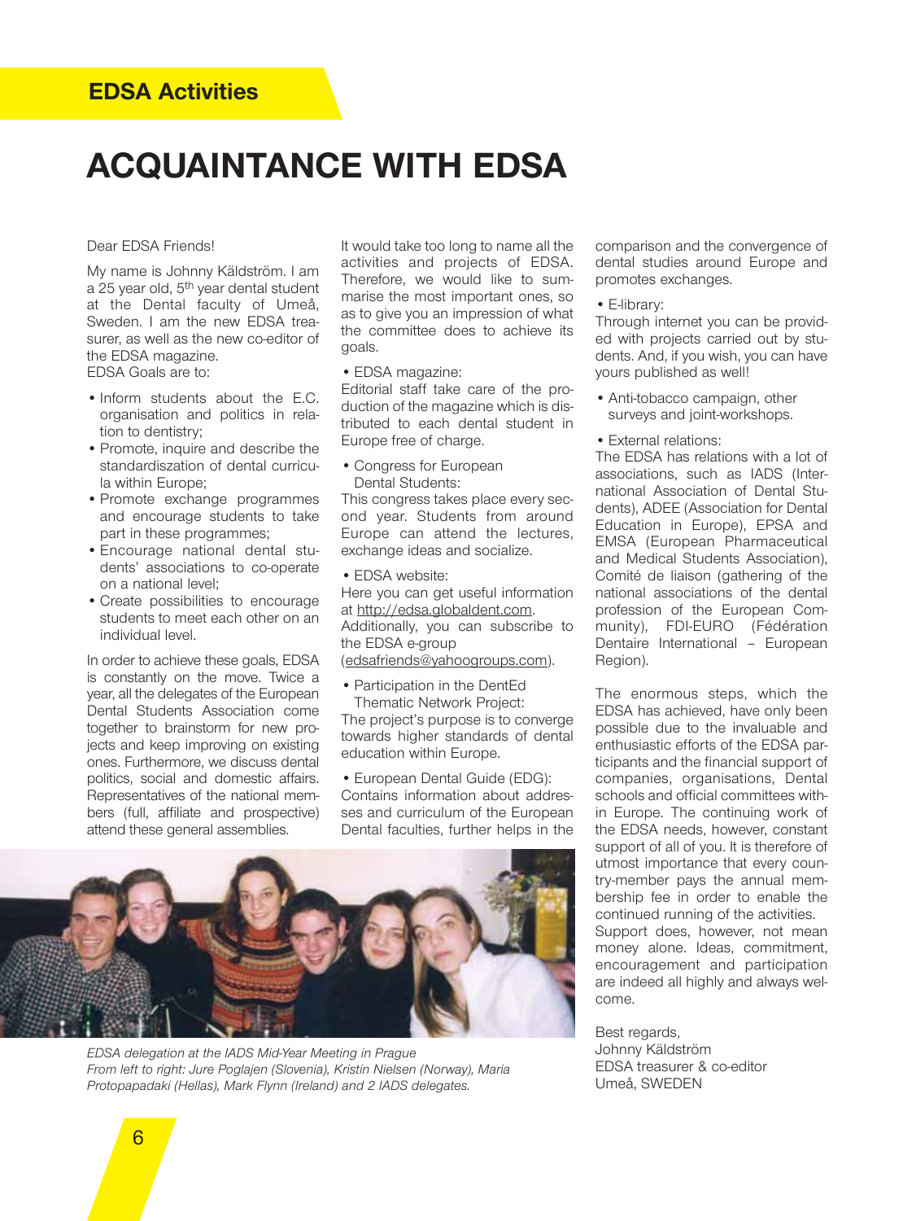EDSA Activities

# ACQUAINTANCE WITH EDSA

Dear EDSA Friends!

My name is Johnny Käldström. I am a 25 year old, 5th year dental student at the Dental faculty of Umeå, Sweden. I am the new EDSA treasurer, as well as the new co-editor of the EDSA magazine.
EDSA Goals are to:

- Inform students about the E.C. organisation and politics in relation to dentistry;
- Promote, inquire and describe the standardiszation of dental curricula within Europe;
- Promote exchange programmes and encourage students to take part in these programmes;
- Encourage national dental students' associations to co-operate on a national level;
- Create possibilities to encourage students to meet each other on an individual level.

In order to achieve these goals, EDSA is constantly on the move. Twice a year, all the delegates of the European Dental Students Association come together to brainstorm for new projects and keep improving on existing ones. Furthermore, we discuss dental politics, social and domestic affairs. Representatives of the national members (full, affiliate and prospective) attend these general assemblies.

It would take too long to name all the activities and projects of EDSA. Therefore, we would like to summarise the most important ones, so as to give you an impression of what the committee does to achieve its goals.

- EDSA magazine:

Editorial staff take care of the production of the magazine which is distributed to each dental student in Europe free of charge.

- Congress for European Dental Students:

This congress takes place every second year. Students from around Europe can attend the lectures, exchange ideas and socialize.

- EDSA website:

Here you can get useful information at http://edsa.globaldent.com.
Additionally, you can subscribe to the EDSA e-group (edsafriends@yahoogroups.com).

- Participation in the DentEd Thematic Network Project:

The project's purpose is to converge towards higher standards of dental education within Europe.

- European Dental Guide (EDG):

Contains information about addresses and curriculum of the European Dental faculties, further helps in the comparison and the convergence of dental studies around Europe and promotes exchanges.

- E-library:

Through internet you can be provided with projects carried out by students. And, if you wish, you can have yours published as well!

- Anti-tobacco campaign, other surveys and joint-workshops.

- External relations:

The EDSA has relations with a lot of associations, such as IADS (International Association of Dental Students), ADEE (Association for Dental Education in Europe), EPSA and EMSA (European Pharmaceutical and Medical Students Association), Comité de liaison (gathering of the national associations of the dental profession of the European Community), FDI-EURO (Fédération Dentaire International – European Region).

The enormous steps, which the EDSA has achieved, have only been possible due to the invaluable and enthusiastic efforts of the EDSA participants and the financial support of companies, organisations, Dental schools and official committees within Europe. The continuing work of the EDSA needs, however, constant support of all of you. It is therefore of utmost importance that every country-member pays the annual membership fee in order to enable the continued running of the activities.
Support does, however, not mean money alone. Ideas, commitment, encouragement and participation are indeed all highly and always welcome.

Best regards,
Johnny Käldström
EDSA treasurer & co-editor
Umeå, SWEDEN

*EDSA delegation at the IADS Mid-Year Meeting in Prague*
*From left to right: Jure Poglajen (Slovenia), Kristin Nielsen (Norway), Maria Protopapadaki (Hellas), Mark Flynn (Ireland) and 2 IADS delegates.*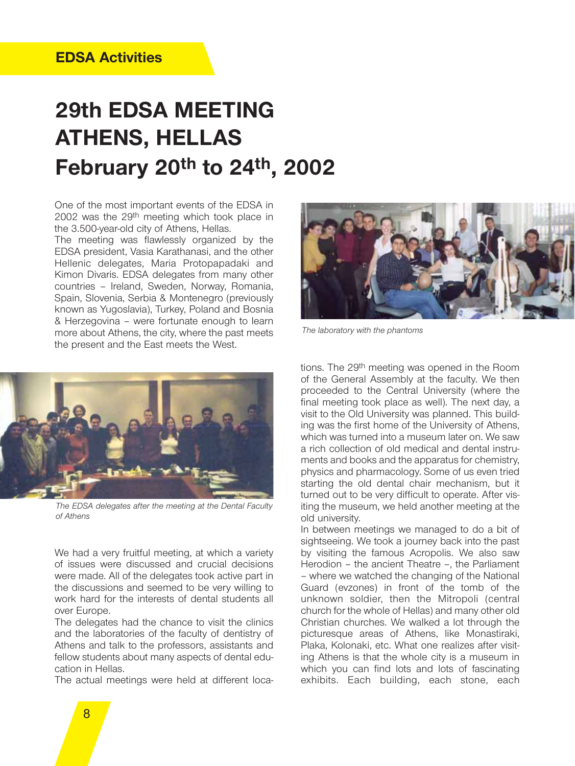# 29th EDSA MEETING ATHENS, HELLAS February 20th to 24th, 2002

One of the most important events of the EDSA in 2002 was the 29th meeting which took place in the 3.500-year-old city of Athens, Hellas.

The meeting was flawlessly organized by the EDSA president, Vasia Karathanasi, and the other Hellenic delegates, Maria Protopapadaki and Kimon Divaris. EDSA delegates from many other countries – Ireland, Sweden, Norway, Romania, Spain, Slovenia, Serbia & Montenegro (previously known as Yugoslavia), Turkey, Poland and Bosnia & Herzegovina – were fortunate enough to learn more about Athens, the city, where the past meets the present and the East meets the West.

*The EDSA delegates after the meeting at the Dental Faculty of Athens*

We had a very fruitful meeting, at which a variety of issues were discussed and crucial decisions were made. All of the delegates took active part in the discussions and seemed to be very willing to work hard for the interests of dental students all over Europe.

The delegates had the chance to visit the clinics and the laboratories of the faculty of dentistry of Athens and talk to the professors, assistants and fellow students about many aspects of dental education in Hellas.

The actual meetings were held at different locations. The 29th meeting was opened in the Room of the General Assembly at the faculty. We then proceeded to the Central University (where the final meeting took place as well). The next day, a visit to the Old University was planned. This building was the first home of the University of Athens, which was turned into a museum later on. We saw a rich collection of old medical and dental instruments and books and the apparatus for chemistry, physics and pharmacology. Some of us even tried starting the old dental chair mechanism, but it turned out to be very difficult to operate. After visiting the museum, we held another meeting at the old university.

*The laboratory with the phantoms*

In between meetings we managed to do a bit of sightseeing. We took a journey back into the past by visiting the famous Acropolis. We also saw Herodion – the ancient Theatre –, the Parliament – where we watched the changing of the National Guard (evzones) in front of the tomb of the unknown soldier, then the Mitropoli (central church for the whole of Hellas) and many other old Christian churches. We walked a lot through the picturesque areas of Athens, like Monastiraki, Plaka, Kolonaki, etc. What one realizes after visiting Athens is that the whole city is a museum in which you can find lots and lots of fascinating exhibits. Each building, each stone, each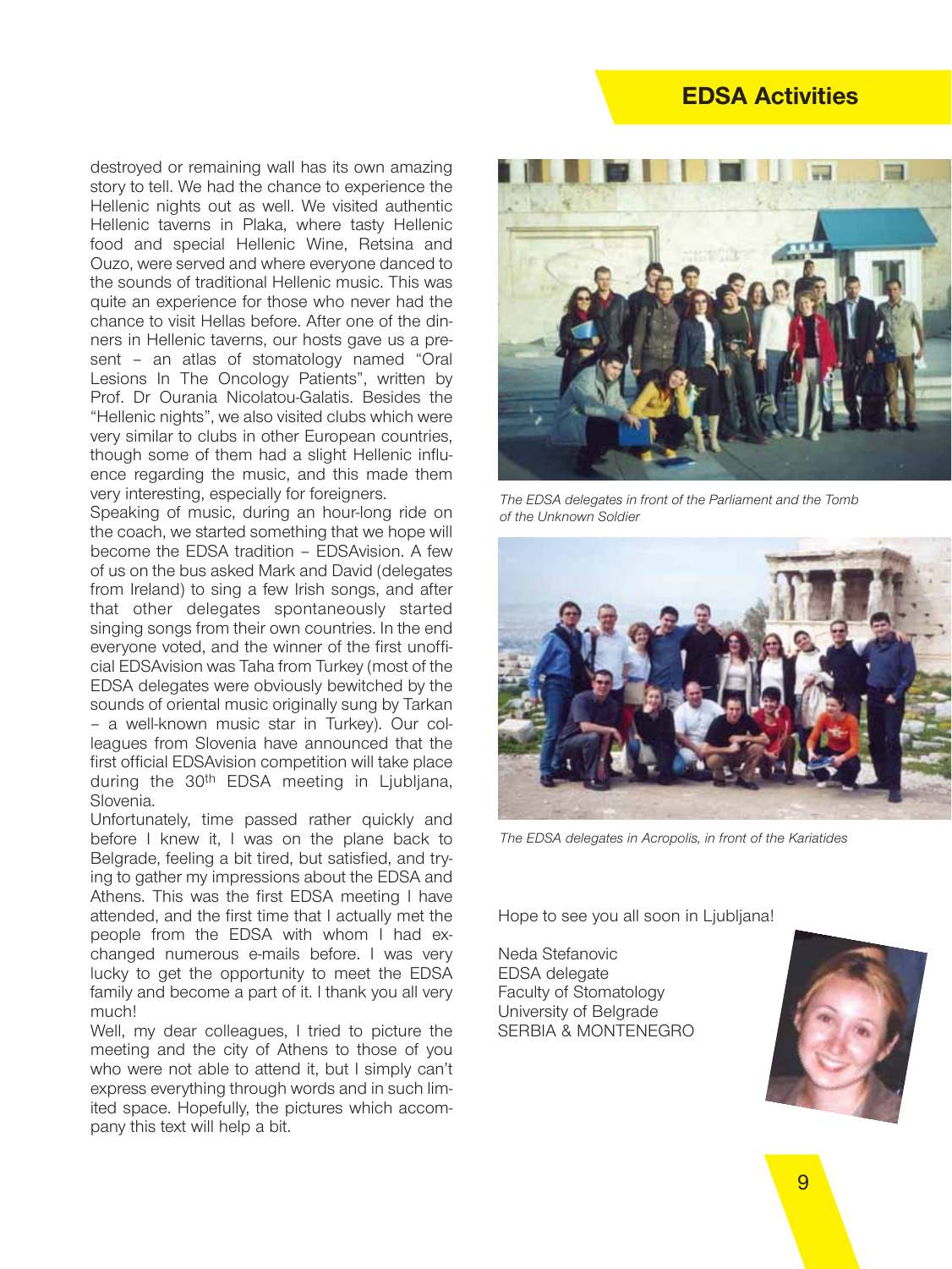destroyed or remaining wall has its own amazing story to tell. We had the chance to experience the Hellenic nights out as well. We visited authentic Hellenic taverns in Plaka, where tasty Hellenic food and special Hellenic Wine, Retsina and Ouzo, were served and where everyone danced to the sounds of traditional Hellenic music. This was quite an experience for those who never had the chance to visit Hellas before. After one of the dinners in Hellenic taverns, our hosts gave us a present – an atlas of stomatology named "Oral Lesions In The Oncology Patients", written by Prof. Dr Ourania Nicolatou-Galatis. Besides the "Hellenic nights", we also visited clubs which were very similar to clubs in other European countries, though some of them had a slight Hellenic influence regarding the music, and this made them very interesting, especially for foreigners.

Speaking of music, during an hour-long ride on the coach, we started something that we hope will become the EDSA tradition – EDSAvision. A few of us on the bus asked Mark and David (delegates from Ireland) to sing a few Irish songs, and after that other delegates spontaneously started singing songs from their own countries. In the end everyone voted, and the winner of the first unofficial EDSAvision was Taha from Turkey (most of the EDSA delegates were obviously bewitched by the sounds of oriental music originally sung by Tarkan – a well-known music star in Turkey). Our colleagues from Slovenia have announced that the first official EDSAvision competition will take place during the 30th EDSA meeting in Ljubljana, Slovenia.

Unfortunately, time passed rather quickly and before I knew it, I was on the plane back to Belgrade, feeling a bit tired, but satisfied, and trying to gather my impressions about the EDSA and Athens. This was the first EDSA meeting I have attended, and the first time that I actually met the people from the EDSA with whom I had exchanged numerous e-mails before. I was very lucky to get the opportunity to meet the EDSA family and become a part of it. I thank you all very much!

Well, my dear colleagues, I tried to picture the meeting and the city of Athens to those of you who were not able to attend it, but I simply can't express everything through words and in such limited space. Hopefully, the pictures which accompany this text will help a bit.

*The EDSA delegates in front of the Parliament and the Tomb of the Unknown Soldier*

*The EDSA delegates in Acropolis, in front of the Kariatides*

Hope to see you all soon in Ljubljana!

Neda Stefanovic
EDSA delegate
Faculty of Stomatology
University of Belgrade
SERBIA & MONTENEGRO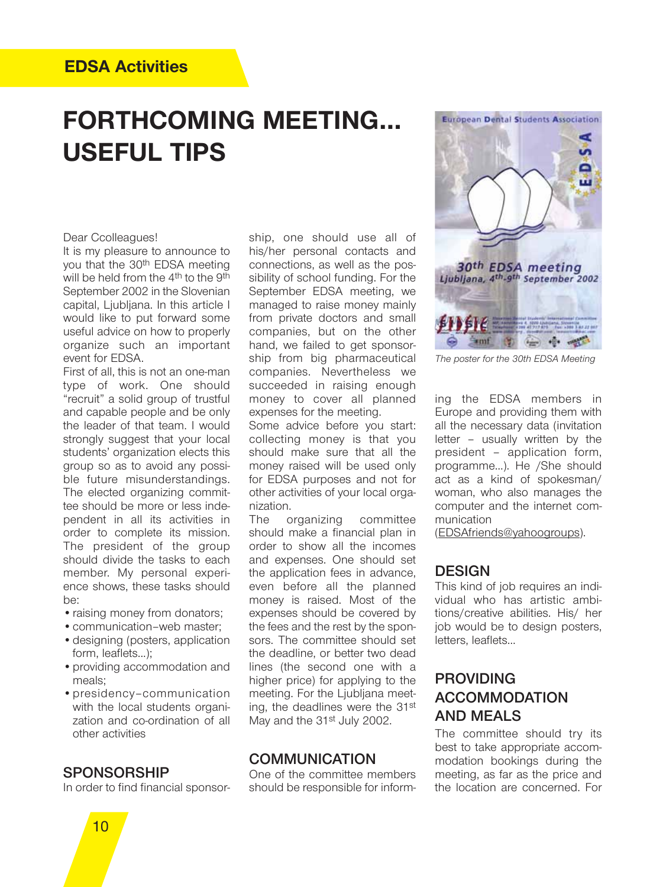EDSA Activities

# FORTHCOMING MEETING... USEFUL TIPS

Dear Ccolleagues!

It is my pleasure to announce to you that the 30th EDSA meeting will be held from the 4th to the 9th September 2002 in the Slovenian capital, Ljubljana. In this article I would like to put forward some useful advice on how to properly organize such an important event for EDSA.

First of all, this is not an one-man type of work. One should "recruit" a solid group of trustful and capable people and be only the leader of that team. I would strongly suggest that your local students' organization elects this group so as to avoid any possible future misunderstandings. The elected organizing committee should be more or less independent in all its activities in order to complete its mission. The president of the group should divide the tasks to each member. My personal experience shows, these tasks should be:

- raising money from donators;
- communication–web master;
- designing (posters, application form, leaflets...);
- providing accommodation and meals;
- presidency–communication with the local students organization and co-ordination of all other activities

## SPONSORSHIP

In order to find financial sponsorship, one should use all of his/her personal contacts and connections, as well as the possibility of school funding. For the September EDSA meeting, we managed to raise money mainly from private doctors and small companies, but on the other hand, we failed to get sponsorship from big pharmaceutical companies. Nevertheless we succeeded in raising enough money to cover all planned expenses for the meeting.

Some advice before you start: collecting money is that you should make sure that all the money raised will be used only for EDSA purposes and not for other activities of your local organization.

The organizing committee should make a financial plan in order to show all the incomes and expenses. One should set the application fees in advance, even before all the planned money is raised. Most of the expenses should be covered by the fees and the rest by the sponsors. The committee should set the deadline, or better two dead lines (the second one with a higher price) for applying to the meeting. For the Ljubljana meeting, the deadlines were the 31st May and the 31st July 2002.

## COMMUNICATION

One of the committee members should be responsible for informing the EDSA members in Europe and providing them with all the necessary data (invitation letter – usually written by the president – application form, programme...). He /She should act as a kind of spokesman/woman, who also manages the computer and the internet communication (EDSAfriends@yahoogroups).

*The poster for the 30th EDSA Meeting*

## DESIGN

This kind of job requires an individual who has artistic ambitions/creative abilities. His/ her job would be to design posters, letters, leaflets...

## PROVIDING ACCOMMODATION AND MEALS

The committee should try its best to take appropriate accommodation bookings during the meeting, as far as the price and the location are concerned. For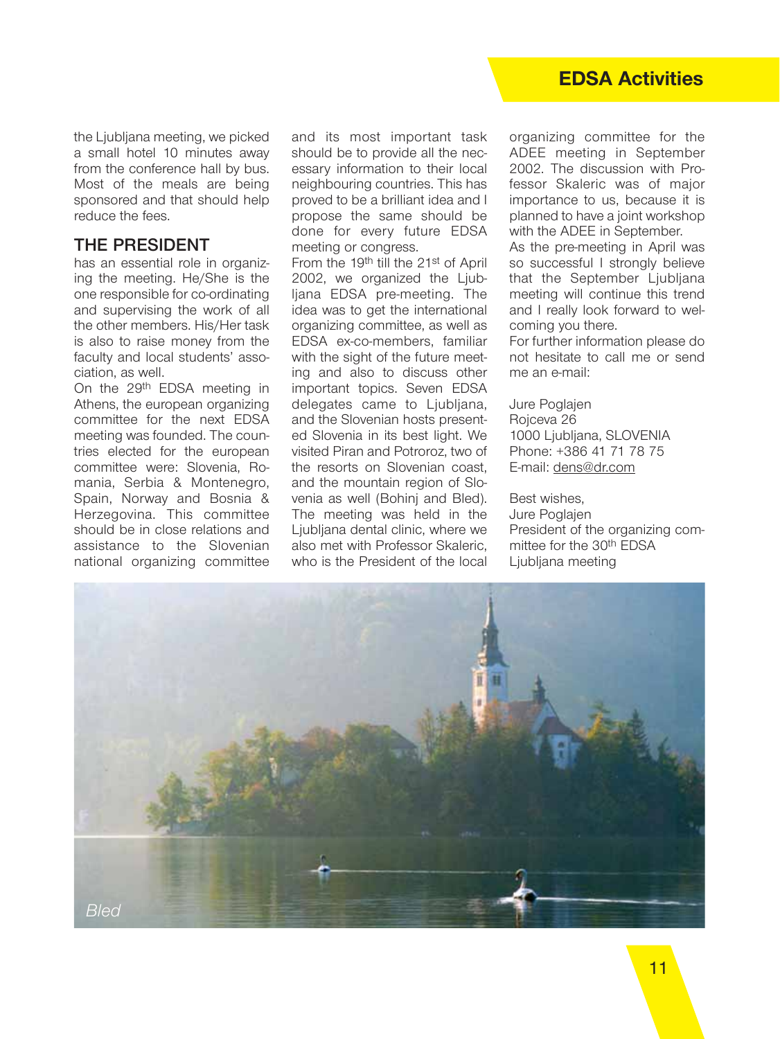the Ljubljana meeting, we picked a small hotel 10 minutes away from the conference hall by bus. Most of the meals are being sponsored and that should help reduce the fees.

## THE PRESIDENT

has an essential role in organizing the meeting. He/She is the one responsible for co-ordinating and supervising the work of all the other members. His/Her task is also to raise money from the faculty and local students' association, as well.

On the 29th EDSA meeting in Athens, the european organizing committee for the next EDSA meeting was founded. The countries elected for the european committee were: Slovenia, Romania, Serbia & Montenegro, Spain, Norway and Bosnia & Herzegovina. This committee should be in close relations and assistance to the Slovenian national organizing committee and its most important task should be to provide all the necessary information to their local neighbouring countries. This has proved to be a brilliant idea and I propose the same should be done for every future EDSA meeting or congress.

From the 19th till the 21st of April 2002, we organized the Ljubljana EDSA pre-meeting. The idea was to get the international organizing committee, as well as EDSA ex-co-members, familiar with the sight of the future meeting and also to discuss other important topics. Seven EDSA delegates came to Ljubljana, and the Slovenian hosts presented Slovenia in its best light. We visited Piran and Potroroz, two of the resorts on Slovenian coast, and the mountain region of Slovenia as well (Bohinj and Bled). The meeting was held in the Ljubljana dental clinic, where we also met with Professor Skaleric, who is the President of the local organizing committee for the ADEE meeting in September 2002. The discussion with Professor Skaleric was of major importance to us, because it is planned to have a joint workshop with the ADEE in September.

As the pre-meeting in April was so successful I strongly believe that the September Ljubljana meeting will continue this trend and I really look forward to welcoming you there.

For further information please do not hesitate to call me or send me an e-mail:

Jure Poglajen  
Rojceva 26  
1000 Ljubljana, SLOVENIA  
Phone: +386 41 71 78 75  
E-mail: dens@dr.com

Best wishes,  
Jure Poglajen  
President of the organizing committee for the 30th EDSA Ljubljana meeting

*Bled*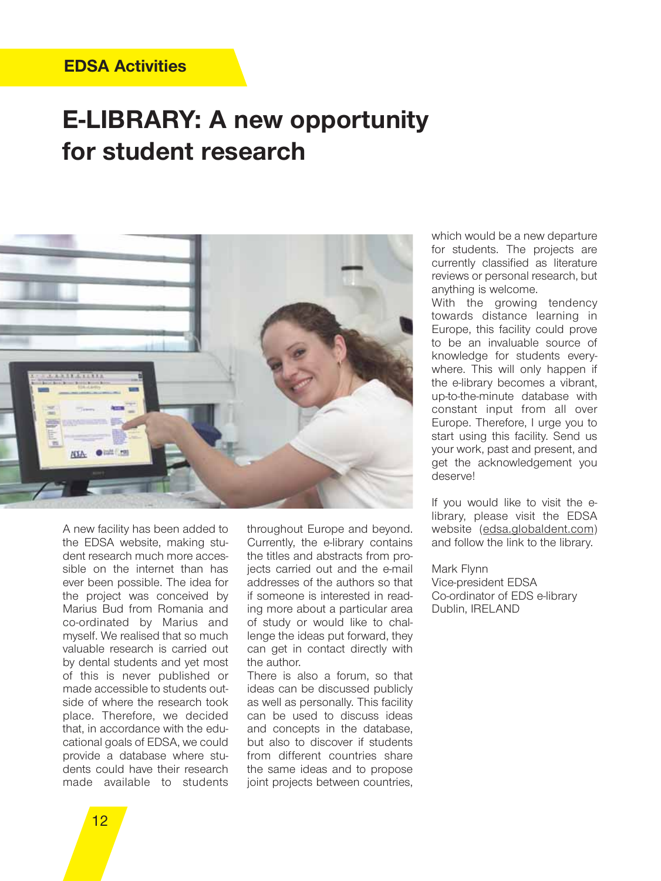EDSA Activities

# E-LIBRARY: A new opportunity for student research

A new facility has been added to the EDSA website, making student research much more accessible on the internet than has ever been possible. The idea for the project was conceived by Marius Bud from Romania and co-ordinated by Marius and myself. We realised that so much valuable research is carried out by dental students and yet most of this is never published or made accessible to students outside of where the research took place. Therefore, we decided that, in accordance with the educational goals of EDSA, we could provide a database where students could have their research made available to students throughout Europe and beyond. Currently, the e-library contains the titles and abstracts from projects carried out and the e-mail addresses of the authors so that if someone is interested in reading more about a particular area of study or would like to challenge the ideas put forward, they can get in contact directly with the author.

There is also a forum, so that ideas can be discussed publicly as well as personally. This facility can be used to discuss ideas and concepts in the database, but also to discover if students from different countries share the same ideas and to propose joint projects between countries, which would be a new departure for students. The projects are currently classified as literature reviews or personal research, but anything is welcome.

With the growing tendency towards distance learning in Europe, this facility could prove to be an invaluable source of knowledge for students everywhere. This will only happen if the e-library becomes a vibrant, up-to-the-minute database with constant input from all over Europe. Therefore, I urge you to start using this facility. Send us your work, past and present, and get the acknowledgement you deserve!

If you would like to visit the e-library, please visit the EDSA website (edsa.globaldent.com) and follow the link to the library.

Mark Flynn
Vice-president EDSA
Co-ordinator of EDS e-library
Dublin, IRELAND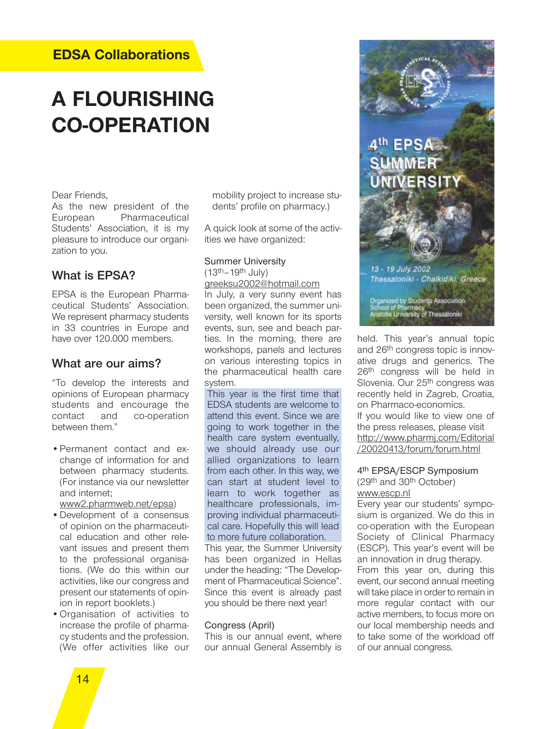## EDSA Collaborations

# A FLOURISHING CO-OPERATION

Dear Friends,
As the new president of the European Pharmaceutical Students' Association, it is my pleasure to introduce our organization to you.

### What is EPSA?

EPSA is the European Pharmaceutical Students' Association. We represent pharmacy students in 33 countries in Europe and have over 120.000 members.

### What are our aims?

"To develop the interests and opinions of European pharmacy students and encourage the contact and co-operation between them."

- Permanent contact and exchange of information for and between pharmacy students. (For instance via our newsletter and internet; www2.pharmweb.net/epsa)
- Development of a consensus of opinion on the pharmaceutical education and other relevant issues and present them to the professional organisations. (We do this within our activities, like our congress and present our statements of opinion in report booklets.)
- Organisation of activities to increase the profile of pharmacy students and the profession. (We offer activities like our mobility project to increase students' profile on pharmacy.)

A quick look at some of the activities we have organized:

**Summer University**
(13th–19th July)
greeksu2002@hotmail.com
In July, a very sunny event has been organized, the summer university, well known for its sports events, sun, see and beach parties. In the morning, there are workshops, panels and lectures on various interesting topics in the pharmaceutical health care system.

This year is the first time that EDSA students are welcome to attend this event. Since we are going to work together in the health care system eventually, we should already use our allied organizations to learn from each other. In this way, we can start at student level to learn to work together as healthcare professionals, improving individual pharmaceutical care. Hopefully this will lead to more future collaboration.

This year, the Summer University has been organized in Hellas under the heading: "The Development of Pharmaceutical Science". Since this event is already past you should be there next year!

**Congress (April)**
This is our annual event, where our annual General Assembly is held. This year's annual topic and 26th congress topic is innovative drugs and generics. The 26th congress will be held in Slovenia. Our 25th congress was recently held in Zagreb, Croatia, on Pharmaco-economics.
If you would like to view one of the press releases, please visit http://www.pharmj.com/Editorial/20020413/forum/forum.html

**4th EPSA/ESCP Symposium**
(29th and 30th October)
www.escp.nl
Every year our students' symposium is organized. We do this in co-operation with the European Society of Clinical Pharmacy (ESCP). This year's event will be an innovation in drug therapy.
From this year on, during this event, our second annual meeting will take place in order to remain in more regular contact with our active members, to focus more on our local membership needs and to take some of the workload off of our annual congress.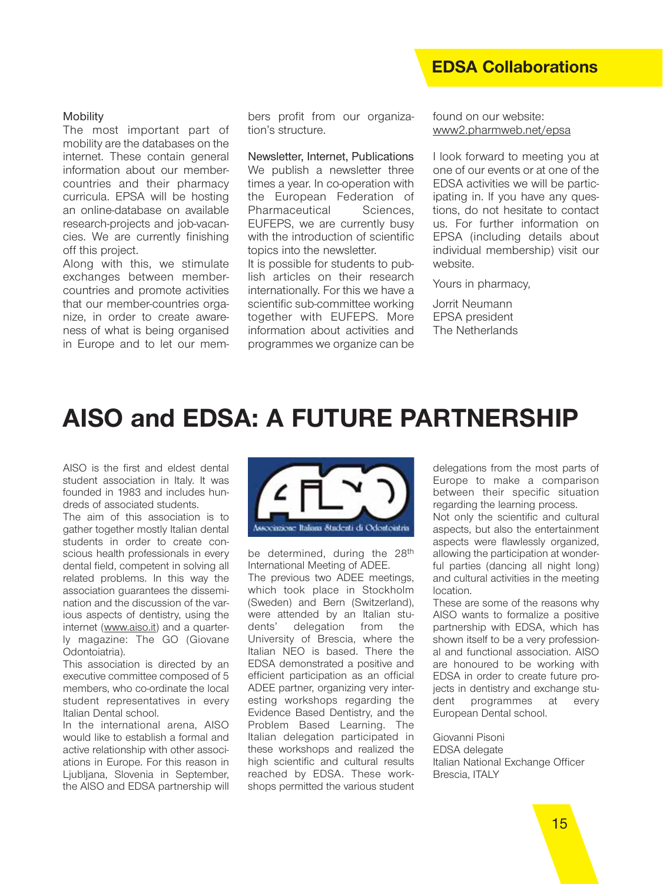Mobility

The most important part of mobility are the databases on the internet. These contain general information about our member-countries and their pharmacy curricula. EPSA will be hosting an online-database on available research-projects and job-vacancies. We are currently finishing off this project.

Along with this, we stimulate exchanges between member-countries and promote activities that our member-countries organize, in order to create awareness of what is being organised in Europe and to let our members profit from our organization's structure.

Newsletter, Internet, Publications

We publish a newsletter three times a year. In co-operation with the European Federation of Pharmaceutical Sciences, EUFEPS, we are currently busy with the introduction of scientific topics into the newsletter.

It is possible for students to publish articles on their research internationally. For this we have a scientific sub-committee working together with EUFEPS. More information about activities and programmes we organize can be found on our website: www2.pharmweb.net/epsa

I look forward to meeting you at one of our events or at one of the EDSA activities we will be participating in. If you have any questions, do not hesitate to contact us. For further information on EPSA (including details about individual membership) visit our website.

Yours in pharmacy,

Jorrit Neumann
EPSA president
The Netherlands

# AISO and EDSA: A FUTURE PARTNERSHIP

AISO is the first and eldest dental student association in Italy. It was founded in 1983 and includes hundreds of associated students.

The aim of this association is to gather together mostly Italian dental students in order to create conscious health professionals in every dental field, competent in solving all related problems. In this way the association guarantees the dissemination and the discussion of the various aspects of dentistry, using the internet (www.aiso.it) and a quarterly magazine: The GO (Giovane Odontoiatria).

This association is directed by an executive committee composed of 5 members, who co-ordinate the local student representatives in every Italian Dental school.

In the international arena, AISO would like to establish a formal and active relationship with other associations in Europe. For this reason in Ljubljana, Slovenia in September, the AISO and EDSA partnership will be determined, during the 28th International Meeting of ADEE.

The previous two ADEE meetings, which took place in Stockholm (Sweden) and Bern (Switzerland), were attended by an Italian students' delegation from the University of Brescia, where the Italian NEO is based. There the EDSA demonstrated a positive and efficient participation as an official ADEE partner, organizing very interesting workshops regarding the Evidence Based Dentistry, and the Problem Based Learning. The Italian delegation participated in these workshops and realized the high scientific and cultural results reached by EDSA. These workshops permitted the various student delegations from the most parts of Europe to make a comparison between their specific situation regarding the learning process.

Not only the scientific and cultural aspects, but also the entertainment aspects were flawlessly organized, allowing the participation at wonderful parties (dancing all night long) and cultural activities in the meeting location.

These are some of the reasons why AISO wants to formalize a positive partnership with EDSA, which has shown itself to be a very professional and functional association. AISO are honoured to be working with EDSA in order to create future projects in dentistry and exchange student programmes at every European Dental school.

Giovanni Pisoni
EDSA delegate
Italian National Exchange Officer
Brescia, ITALY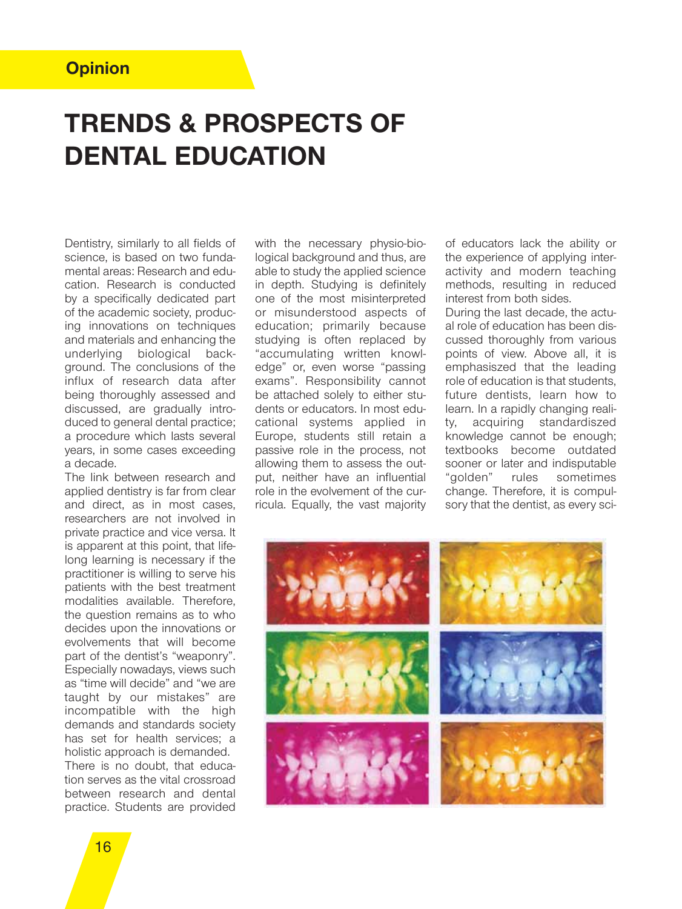Opinion

# TRENDS & PROSPECTS OF DENTAL EDUCATION

Dentistry, similarly to all fields of science, is based on two fundamental areas: Research and education. Research is conducted by a specifically dedicated part of the academic society, producing innovations on techniques and materials and enhancing the underlying biological background. The conclusions of the influx of research data after being thoroughly assessed and discussed, are gradually introduced to general dental practice; a procedure which lasts several years, in some cases exceeding a decade.

The link between research and applied dentistry is far from clear and direct, as in most cases, researchers are not involved in private practice and vice versa. It is apparent at this point, that lifelong learning is necessary if the practitioner is willing to serve his patients with the best treatment modalities available. Therefore, the question remains as to who decides upon the innovations or evolvements that will become part of the dentist's "weaponry". Especially nowadays, views such as "time will decide" and "we are taught by our mistakes" are incompatible with the high demands and standards society has set for health services; a holistic approach is demanded.

There is no doubt, that education serves as the vital crossroad between research and dental practice. Students are provided with the necessary physio-biological background and thus, are able to study the applied science in depth. Studying is definitely one of the most misinterpreted or misunderstood aspects of education; primarily because studying is often replaced by "accumulating written knowledge" or, even worse "passing exams". Responsibility cannot be attached solely to either students or educators. In most educational systems applied in Europe, students still retain a passive role in the process, not allowing them to assess the output, neither have an influential role in the evolvement of the curricula. Equally, the vast majority of educators lack the ability or the experience of applying interactivity and modern teaching methods, resulting in reduced interest from both sides.

During the last decade, the actual role of education has been discussed thoroughly from various points of view. Above all, it is emphasiszed that the leading role of education is that students, future dentists, learn how to learn. In a rapidly changing reality, acquiring standardiszed knowledge cannot be enough; textbooks become outdated sooner or later and indisputable "golden" rules sometimes change. Therefore, it is compulsory that the dentist, as every sci-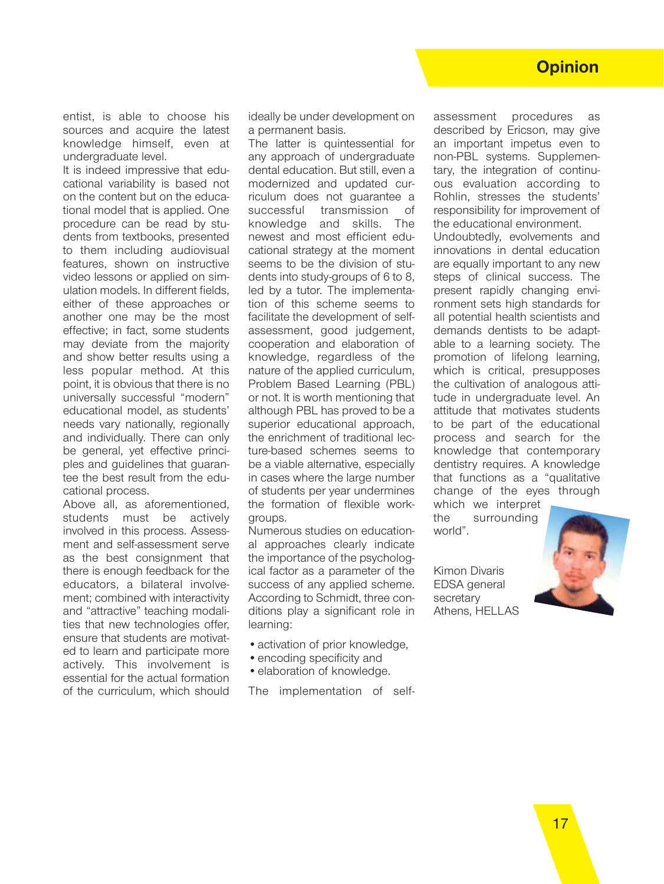entist, is able to choose his sources and acquire the latest knowledge himself, even at undergraduate level.

It is indeed impressive that educational variability is based not on the content but on the educational model that is applied. One procedure can be read by students from textbooks, presented to them including audiovisual features, shown on instructive video lessons or applied on simulation models. In different fields, either of these approaches or another one may be the most effective; in fact, some students may deviate from the majority and show better results using a less popular method. At this point, it is obvious that there is no universally successful "modern" educational model, as students' needs vary nationally, regionally and individually. There can only be general, yet effective principles and guidelines that guarantee the best result from the educational process.

Above all, as aforementioned, students must be actively involved in this process. Assessment and self-assessment serve as the best consignment that there is enough feedback for the educators, a bilateral involvement; combined with interactivity and "attractive" teaching modalities that new technologies offer, ensure that students are motivated to learn and participate more actively. This involvement is essential for the actual formation of the curriculum, which should ideally be under development on a permanent basis.

The latter is quintessential for any approach of undergraduate dental education. But still, even a modernized and updated curriculum does not guarantee a successful transmission of knowledge and skills. The newest and most efficient educational strategy at the moment seems to be the division of students into study-groups of 6 to 8, led by a tutor. The implementation of this scheme seems to facilitate the development of self-assessment, good judgement, cooperation and elaboration of knowledge, regardless of the nature of the applied curriculum, Problem Based Learning (PBL) or not. It is worth mentioning that although PBL has proved to be a superior educational approach, the enrichment of traditional lecture-based schemes seems to be a viable alternative, especially in cases where the large number of students per year undermines the formation of flexible workgroups.

Numerous studies on educational approaches clearly indicate the importance of the psychological factor as a parameter of the success of any applied scheme. According to Schmidt, three conditions play a significant role in learning:

- activation of prior knowledge,
- encoding specificity and
- elaboration of knowledge.

The implementation of self-assessment procedures as described by Ericson, may give an important impetus even to non-PBL systems. Supplementary, the integration of continuous evaluation according to Rohlin, stresses the students' responsibility for improvement of the educational environment.

Undoubtedly, evolvements and innovations in dental education are equally important to any new steps of clinical success. The present rapidly changing environment sets high standards for all potential health scientists and demands dentists to be adaptable to a learning society. The promotion of lifelong learning, which is critical, presupposes the cultivation of analogous attitude in undergraduate level. An attitude that motivates students to be part of the educational process and search for the knowledge that contemporary dentistry requires. A knowledge that functions as a "qualitative change of the eyes through which we interpret the surrounding world".

Kimon Divaris
EDSA general secretary
Athens, HELLAS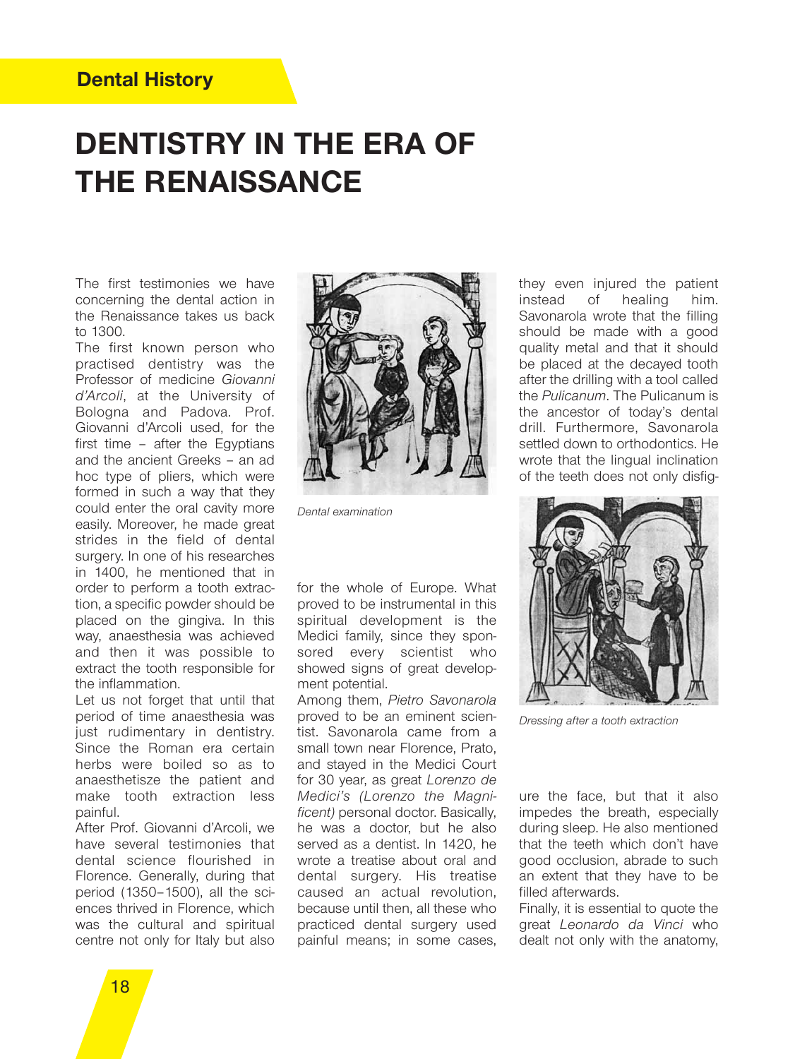# DENTISTRY IN THE ERA OF THE RENAISSANCE

The first testimonies we have concerning the dental action in the Renaissance takes us back to 1300.

The first known person who practised dentistry was the Professor of medicine *Giovanni d'Arcoli*, at the University of Bologna and Padova. Prof. Giovanni d'Arcoli used, for the first time – after the Egyptians and the ancient Greeks – an ad hoc type of pliers, which were formed in such a way that they could enter the oral cavity more easily. Moreover, he made great strides in the field of dental surgery. In one of his researches in 1400, he mentioned that in order to perform a tooth extraction, a specific powder should be placed on the gingiva. In this way, anaesthesia was achieved and then it was possible to extract the tooth responsible for the inflammation.

Let us not forget that until that period of time anaesthesia was just rudimentary in dentistry. Since the Roman era certain herbs were boiled so as to anaesthetisze the patient and make tooth extraction less painful.

After Prof. Giovanni d'Arcoli, we have several testimonies that dental science flourished in Florence. Generally, during that period (1350–1500), all the sciences thrived in Florence, which was the cultural and spiritual centre not only for Italy but also for the whole of Europe. What proved to be instrumental in this spiritual development is the Medici family, since they sponsored every scientist who showed signs of great development potential.

*Dental examination*

Among them, *Pietro Savonarola* proved to be an eminent scientist. Savonarola came from a small town near Florence, Prato, and stayed in the Medici Court for 30 year, as great *Lorenzo de Medici's (Lorenzo the Magnificent)* personal doctor. Basically, he was a doctor, but he also served as a dentist. In 1420, he wrote a treatise about oral and dental surgery. His treatise caused an actual revolution, because until then, all these who practiced dental surgery used painful means; in some cases, they even injured the patient instead of healing him. Savonarola wrote that the filling should be made with a good quality metal and that it should be placed at the decayed tooth after the drilling with a tool called the *Pulicanum*. The Pulicanum is the ancestor of today's dental drill. Furthermore, Savonarola settled down to orthodontics. He wrote that the lingual inclination of the teeth does not only disfigure the face, but that it also impedes the breath, especially during sleep. He also mentioned that the teeth which don't have good occlusion, abrade to such an extent that they have to be filled afterwards.

*Dressing after a tooth extraction*

Finally, it is essential to quote the great *Leonardo da Vinci* who dealt not only with the anatomy,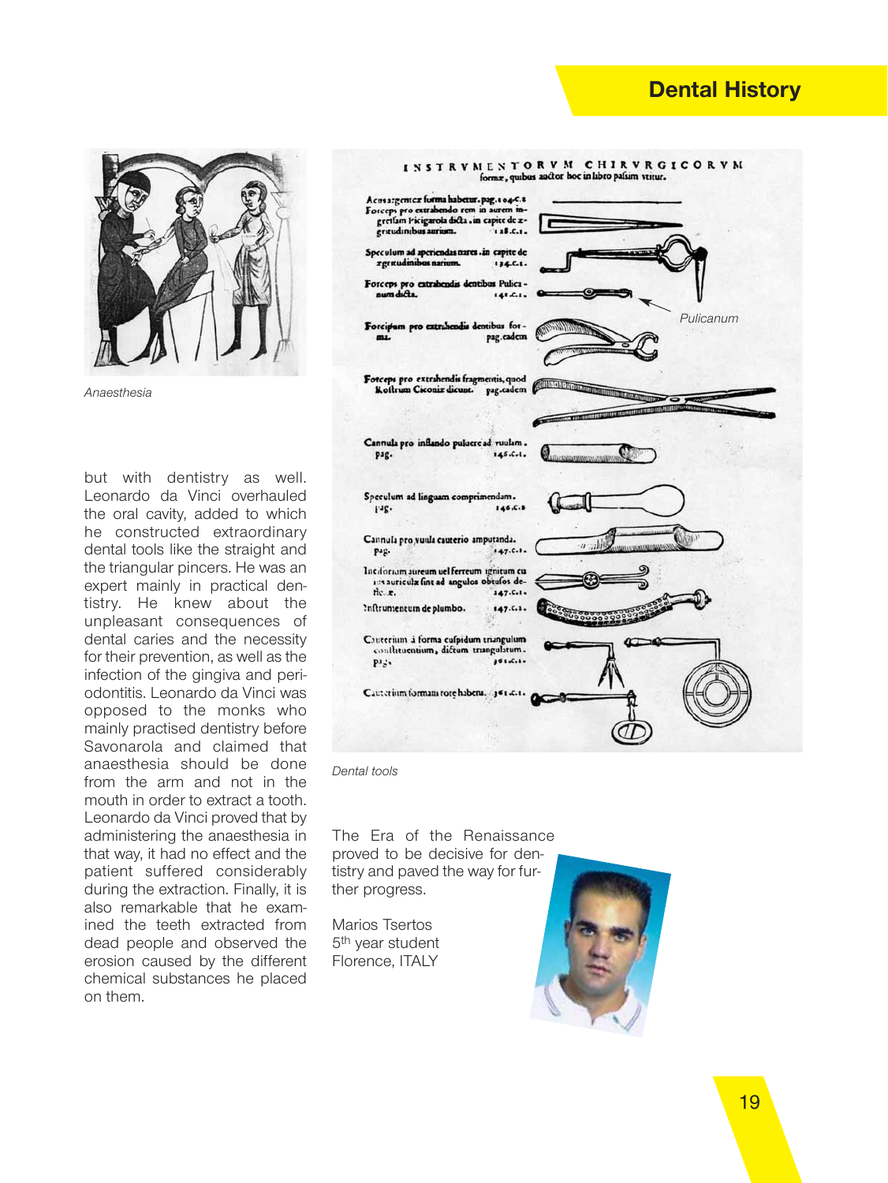Anaesthesia

Dental tools

but with dentistry as well. Leonardo da Vinci overhauled the oral cavity, added to which he constructed extraordinary dental tools like the straight and the triangular pincers. He was an expert mainly in practical dentistry. He knew about the unpleasant consequences of dental caries and the necessity for their prevention, as well as the infection of the gingiva and periodontitis. Leonardo da Vinci was opposed to the monks who mainly practised dentistry before Savonarola and claimed that anaesthesia should be done from the arm and not in the mouth in order to extract a tooth. Leonardo da Vinci proved that by administering the anaesthesia in that way, it had no effect and the patient suffered considerably during the extraction. Finally, it is also remarkable that he examined the teeth extracted from dead people and observed the erosion caused by the different chemical substances he placed on them.

The Era of the Renaissance proved to be decisive for dentistry and paved the way for further progress.

Marios Tsertos
5th year student
Florence, ITALY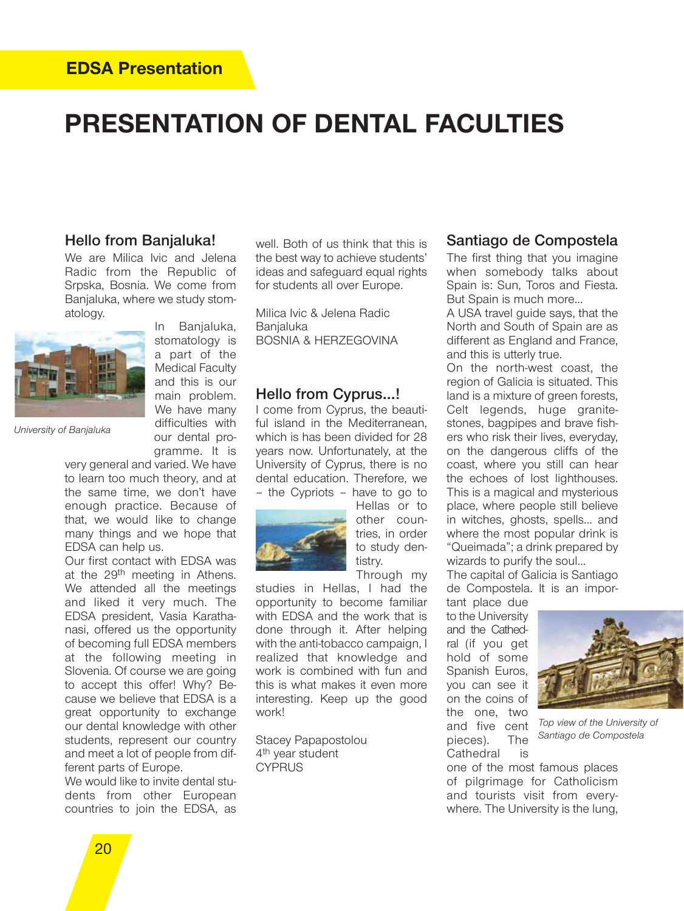# PRESENTATION OF DENTAL FACULTIES

## Hello from Banjaluka!

We are Milica Ivic and Jelena Radic from the Republic of Srpska, Bosnia. We come from Banjaluka, where we study stomatology.

*University of Banjaluka*

In Banjaluka, stomatology is a part of the Medical Faculty and this is our main problem. We have many difficulties with our dental programme. It is very general and varied. We have to learn too much theory, and at the same time, we don't have enough practice. Because of that, we would like to change many things and we hope that EDSA can help us.

Our first contact with EDSA was at the 29th meeting in Athens. We attended all the meetings and liked it very much. The EDSA president, Vasia Karathanasi, offered us the opportunity of becoming full EDSA members at the following meeting in Slovenia. Of course we are going to accept this offer! Why? Because we believe that EDSA is a great opportunity to exchange our dental knowledge with other students, represent our country and meet a lot of people from different parts of Europe.

We would like to invite dental students from other European countries to join the EDSA, as well. Both of us think that this is the best way to achieve students' ideas and safeguard equal rights for students all over Europe.

Milica Ivic & Jelena Radic
Banjaluka
BOSNIA & HERZEGOVINA

## Hello from Cyprus...!

I come from Cyprus, the beautiful island in the Mediterranean, which is has been divided for 28 years now. Unfortunately, at the University of Cyprus, there is no dental education. Therefore, we – the Cypriots – have to go to Hellas or to other countries, in order to study dentistry.

Through my studies in Hellas, I had the opportunity to become familiar with EDSA and the work that is done through it. After helping with the anti-tobacco campaign, I realized that knowledge and work is combined with fun and this is what makes it even more interesting. Keep up the good work!

Stacey Papapostolou
4th year student
CYPRUS

## Santiago de Compostela

The first thing that you imagine when somebody talks about Spain is: Sun, Toros and Fiesta. But Spain is much more...

A USA travel guide says, that the North and South of Spain are as different as England and France, and this is utterly true.

On the north-west coast, the region of Galicia is situated. This land is a mixture of green forests, Celt legends, huge granite-stones, bagpipes and brave fishers who risk their lives, everyday, on the dangerous cliffs of the coast, where you still can hear the echoes of lost lighthouses. This is a magical and mysterious place, where people still believe in witches, ghosts, spells... and where the most popular drink is "Queimada"; a drink prepared by wizards to purify the soul...

The capital of Galicia is Santiago de Compostela. It is an important place due to the University and the Cathedral (if you get hold of some Spanish Euros, you can see it on the coins of the one, two and five cent pieces). The Cathedral is one of the most famous places of pilgrimage for Catholicism and tourists visit from everywhere. The University is the lung,

*Top view of the University of Santiago de Compostela*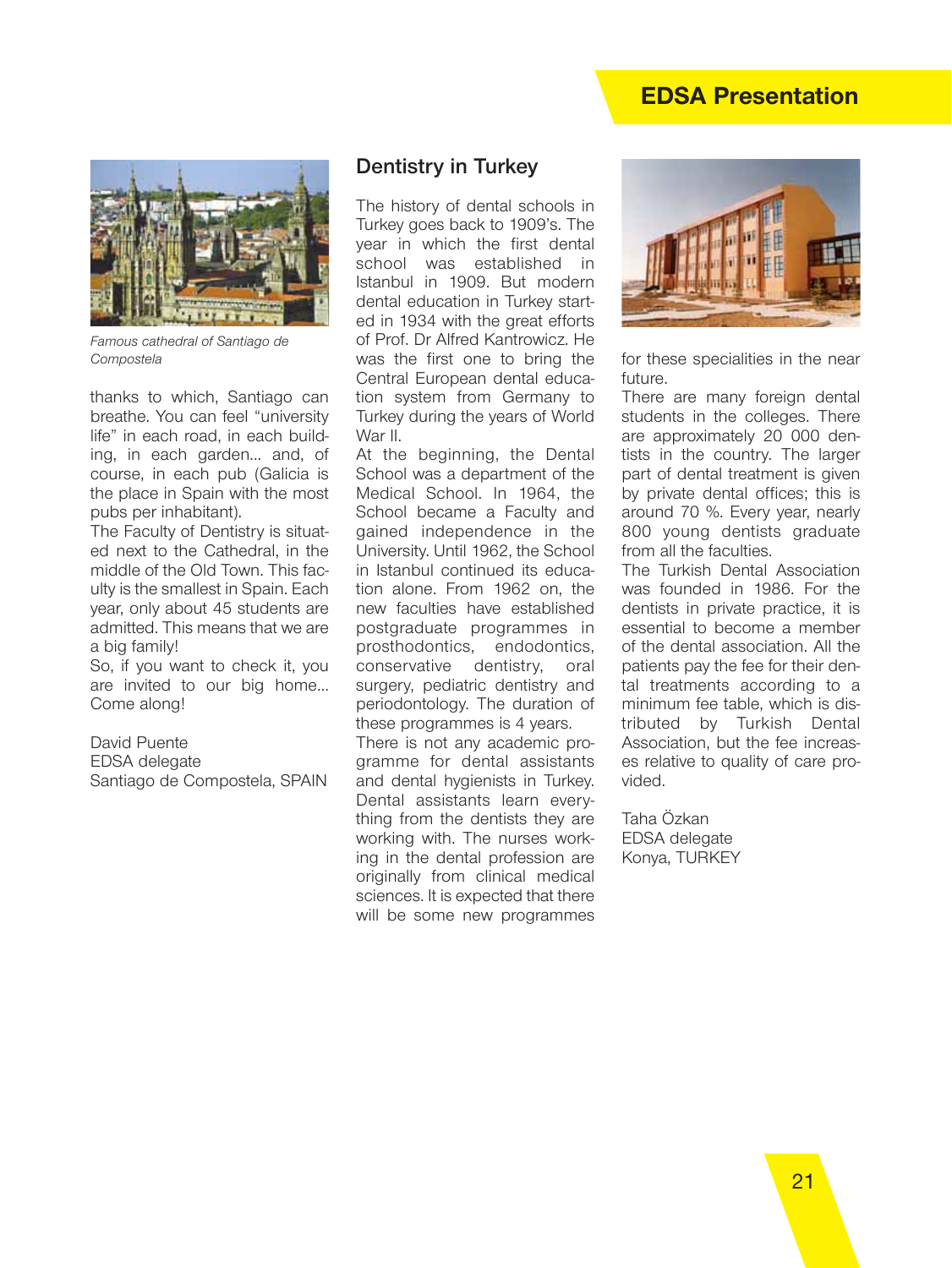*Famous cathedral of Santiago de Compostela*

thanks to which, Santiago can breathe. You can feel "university life" in each road, in each building, in each garden... and, of course, in each pub (Galicia is the place in Spain with the most pubs per inhabitant).

The Faculty of Dentistry is situated next to the Cathedral, in the middle of the Old Town. This faculty is the smallest in Spain. Each year, only about 45 students are admitted. This means that we are a big family!

So, if you want to check it, you are invited to our big home... Come along!

David Puente
EDSA delegate
Santiago de Compostela, SPAIN

## Dentistry in Turkey

The history of dental schools in Turkey goes back to 1909's. The year in which the first dental school was established in Istanbul in 1909. But modern dental education in Turkey started in 1934 with the great efforts of Prof. Dr Alfred Kantrowicz. He was the first one to bring the Central European dental education system from Germany to Turkey during the years of World War II.

At the beginning, the Dental School was a department of the Medical School. In 1964, the School became a Faculty and gained independence in the University. Until 1962, the School in Istanbul continued its education alone. From 1962 on, the new faculties have established postgraduate programmes in prosthodontics, endodontics, conservative dentistry, oral surgery, pediatric dentistry and periodontology. The duration of these programmes is 4 years.

There is not any academic programme for dental assistants and dental hygienists in Turkey. Dental assistants learn everything from the dentists they are working with. The nurses working in the dental profession are originally from clinical medical sciences. It is expected that there will be some new programmes for these specialities in the near future.

There are many foreign dental students in the colleges. There are approximately 20 000 dentists in the country. The larger part of dental treatment is given by private dental offices; this is around 70 %. Every year, nearly 800 young dentists graduate from all the faculties.

The Turkish Dental Association was founded in 1986. For the dentists in private practice, it is essential to become a member of the dental association. All the patients pay the fee for their dental treatments according to a minimum fee table, which is distributed by Turkish Dental Association, but the fee increases relative to quality of care provided.

Taha Özkan
EDSA delegate
Konya, TURKEY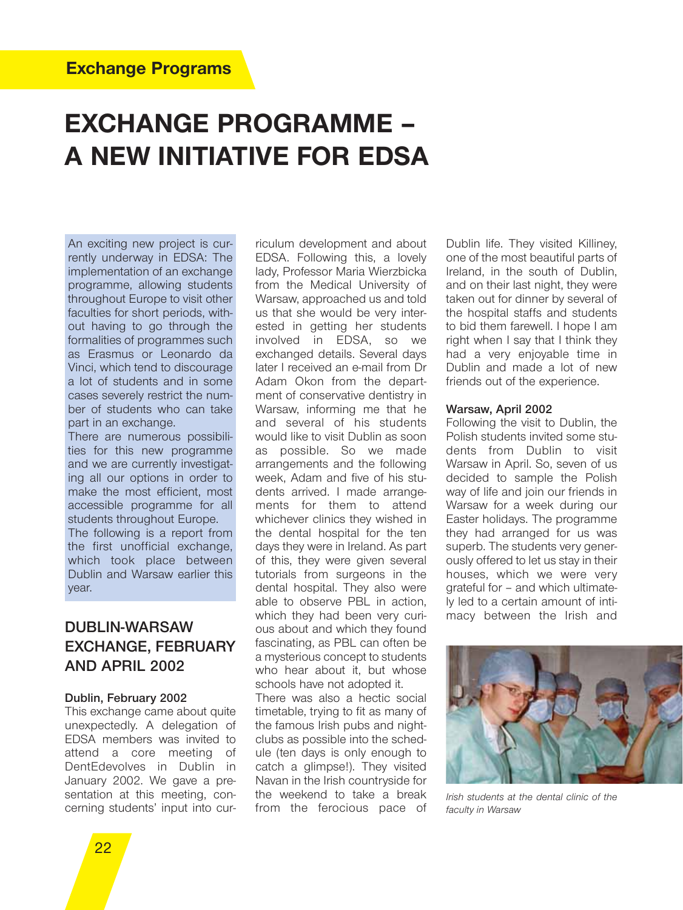# EXCHANGE PROGRAMME – A NEW INITIATIVE FOR EDSA

An exciting new project is currently underway in EDSA: The implementation of an exchange programme, allowing students throughout Europe to visit other faculties for short periods, without having to go through the formalities of programmes such as Erasmus or Leonardo da Vinci, which tend to discourage a lot of students and in some cases severely restrict the number of students who can take part in an exchange.

There are numerous possibilities for this new programme and we are currently investigating all our options in order to make the most efficient, most accessible programme for all students throughout Europe.

The following is a report from the first unofficial exchange, which took place between Dublin and Warsaw earlier this year.

## DUBLIN-WARSAW EXCHANGE, FEBRUARY AND APRIL 2002

### Dublin, February 2002

This exchange came about quite unexpectedly. A delegation of EDSA members was invited to attend a core meeting of DentEdevolves in Dublin in January 2002. We gave a presentation at this meeting, concerning students' input into curriculum development and about EDSA. Following this, a lovely lady, Professor Maria Wierzbicka from the Medical University of Warsaw, approached us and told us that she would be very interested in getting her students involved in EDSA, so we exchanged details. Several days later I received an e-mail from Dr Adam Okon from the department of conservative dentistry in Warsaw, informing me that he and several of his students would like to visit Dublin as soon as possible. So we made arrangements and the following week, Adam and five of his students arrived. I made arrangements for them to attend whichever clinics they wished in the dental hospital for the ten days they were in Ireland. As part of this, they were given several tutorials from surgeons in the dental hospital. They also were able to observe PBL in action, which they had been very curious about and which they found fascinating, as PBL can often be a mysterious concept to students who hear about it, but whose schools have not adopted it.

There was also a hectic social timetable, trying to fit as many of the famous Irish pubs and nightclubs as possible into the schedule (ten days is only enough to catch a glimpse!). They visited Navan in the Irish countryside for the weekend to take a break from the ferocious pace of Dublin life. They visited Killiney, one of the most beautiful parts of Ireland, in the south of Dublin, and on their last night, they were taken out for dinner by several of the hospital staffs and students to bid them farewell. I hope I am right when I say that I think they had a very enjoyable time in Dublin and made a lot of new friends out of the experience.

### Warsaw, April 2002

Following the visit to Dublin, the Polish students invited some students from Dublin to visit Warsaw in April. So, seven of us decided to sample the Polish way of life and join our friends in Warsaw for a week during our Easter holidays. The programme they had arranged for us was superb. The students very generously offered to let us stay in their houses, which we were very grateful for – and which ultimately led to a certain amount of intimacy between the Irish and

*Irish students at the dental clinic of the faculty in Warsaw*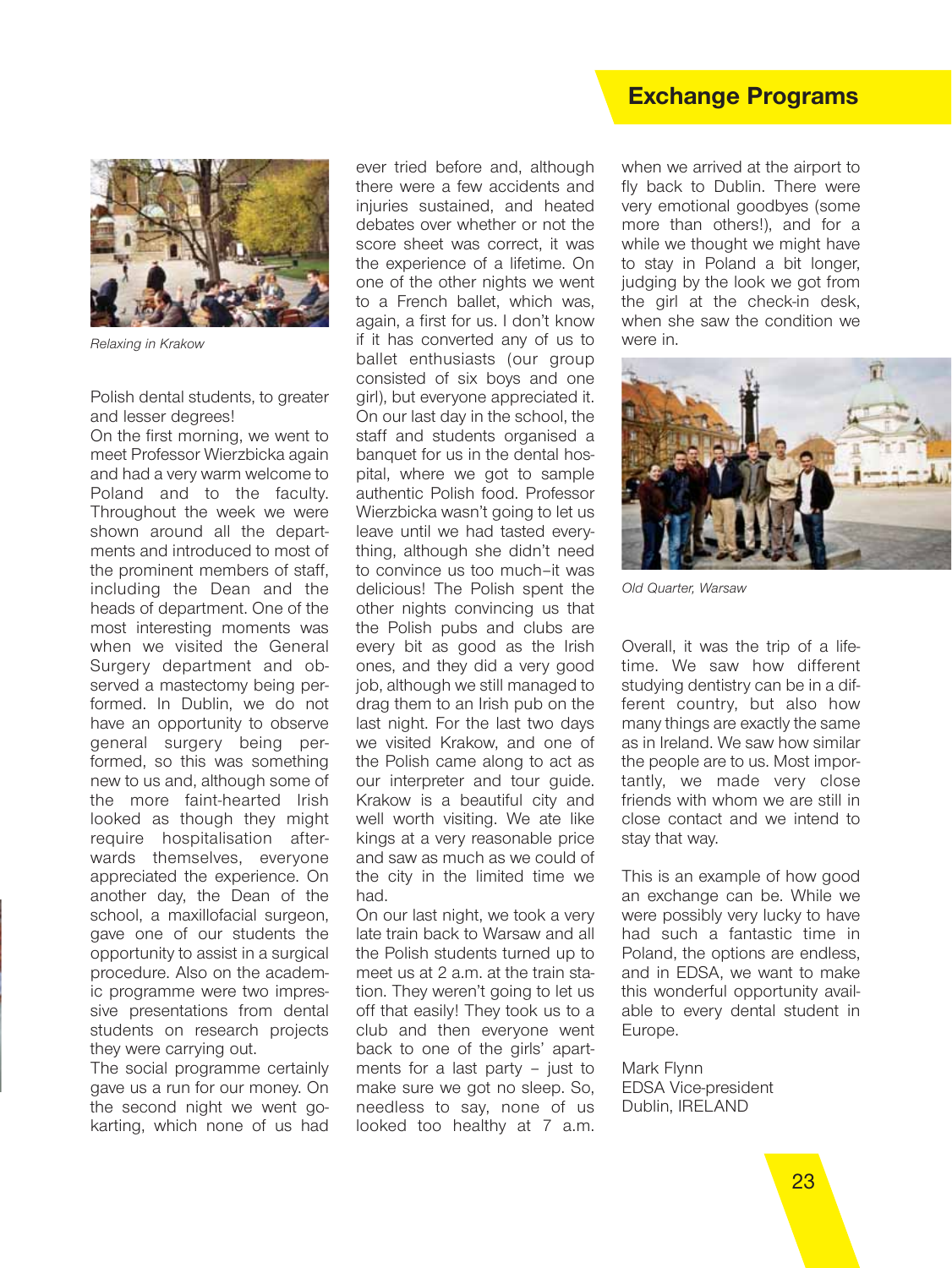*Relaxing in Krakow*

Polish dental students, to greater and lesser degrees!

On the first morning, we went to meet Professor Wierzbicka again and had a very warm welcome to Poland and to the faculty. Throughout the week we were shown around all the departments and introduced to most of the prominent members of staff, including the Dean and the heads of department. One of the most interesting moments was when we visited the General Surgery department and observed a mastectomy being performed. In Dublin, we do not have an opportunity to observe general surgery being performed, so this was something new to us and, although some of the more faint-hearted Irish looked as though they might require hospitalisation afterwards themselves, everyone appreciated the experience. On another day, the Dean of the school, a maxillofacial surgeon, gave one of our students the opportunity to assist in a surgical procedure. Also on the academic programme were two impressive presentations from dental students on research projects they were carrying out.

The social programme certainly gave us a run for our money. On the second night we went go-karting, which none of us had ever tried before and, although there were a few accidents and injuries sustained, and heated debates over whether or not the score sheet was correct, it was the experience of a lifetime. On one of the other nights we went to a French ballet, which was, again, a first for us. I don't know if it has converted any of us to ballet enthusiasts (our group consisted of six boys and one girl), but everyone appreciated it. On our last day in the school, the staff and students organised a banquet for us in the dental hospital, where we got to sample authentic Polish food. Professor Wierzbicka wasn't going to let us leave until we had tasted everything, although she didn't need to convince us too much–it was delicious! The Polish spent the other nights convincing us that the Polish pubs and clubs are every bit as good as the Irish ones, and they did a very good job, although we still managed to drag them to an Irish pub on the last night. For the last two days we visited Krakow, and one of the Polish came along to act as our interpreter and tour guide. Krakow is a beautiful city and well worth visiting. We ate like kings at a very reasonable price and saw as much as we could of the city in the limited time we had.

On our last night, we took a very late train back to Warsaw and all the Polish students turned up to meet us at 2 a.m. at the train station. They weren't going to let us off that easily! They took us to a club and then everyone went back to one of the girls' apartments for a last party – just to make sure we got no sleep. So, needless to say, none of us looked too healthy at 7 a.m. when we arrived at the airport to fly back to Dublin. There were very emotional goodbyes (some more than others!), and for a while we thought we might have to stay in Poland a bit longer, judging by the look we got from the girl at the check-in desk, when she saw the condition we were in.

*Old Quarter, Warsaw*

Overall, it was the trip of a lifetime. We saw how different studying dentistry can be in a different country, but also how many things are exactly the same as in Ireland. We saw how similar the people are to us. Most importantly, we made very close friends with whom we are still in close contact and we intend to stay that way.

This is an example of how good an exchange can be. While we were possibly very lucky to have had such a fantastic time in Poland, the options are endless, and in EDSA, we want to make this wonderful opportunity available to every dental student in Europe.

Mark Flynn
EDSA Vice-president
Dublin, IRELAND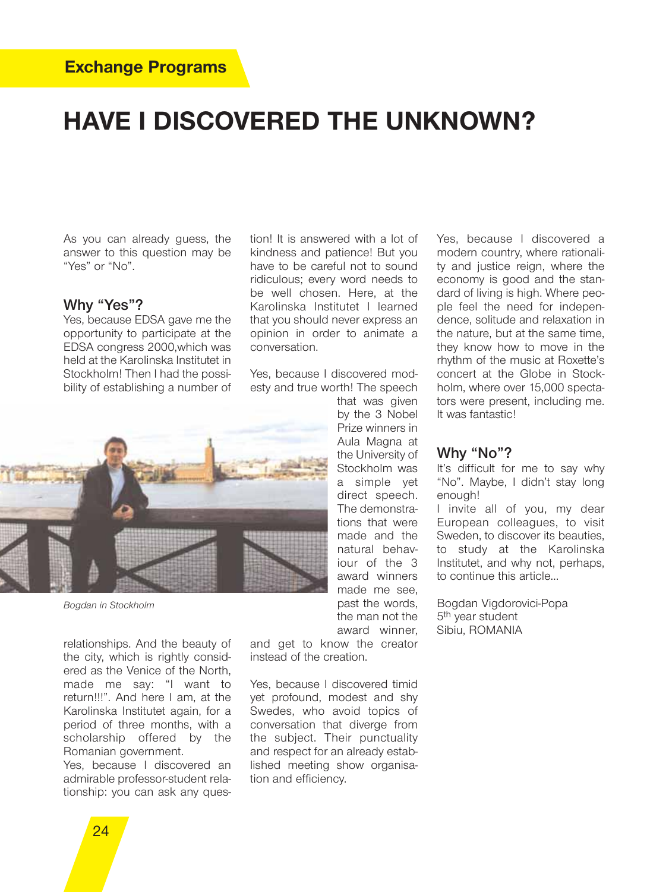## Exchange Programs

# HAVE I DISCOVERED THE UNKNOWN?

As you can already guess, the answer to this question may be "Yes" or "No".

### Why "Yes"?

Yes, because EDSA gave me the opportunity to participate at the EDSA congress 2000,which was held at the Karolinska Institutet in Stockholm! Then I had the possibility of establishing a number of relationships. And the beauty of the city, which is rightly considered as the Venice of the North, made me say: "I want to return!!!". And here I am, at the Karolinska Institutet again, for a period of three months, with a scholarship offered by the Romanian government.

*Bogdan in Stockholm*

Yes, because I discovered an admirable professor-student relationship: you can ask any question! It is answered with a lot of kindness and patience! But you have to be careful not to sound ridiculous; every word needs to be well chosen. Here, at the Karolinska Institutet I learned that you should never express an opinion in order to animate a conversation.

Yes, because I discovered modesty and true worth! The speech that was given by the 3 Nobel Prize winners in Aula Magna at the University of Stockholm was a simple yet direct speech. The demonstrations that were made and the natural behaviour of the 3 award winners made me see, past the words, the man not the award winner, and get to know the creator instead of the creation.

Yes, because I discovered timid yet profound, modest and shy Swedes, who avoid topics of conversation that diverge from the subject. Their punctuality and respect for an already established meeting show organisation and efficiency.

Yes, because I discovered a modern country, where rationality and justice reign, where the economy is good and the standard of living is high. Where people feel the need for independence, solitude and relaxation in the nature, but at the same time, they know how to move in the rhythm of the music at Roxette's concert at the Globe in Stockholm, where over 15,000 spectators were present, including me. It was fantastic!

### Why "No"?

It's difficult for me to say why "No". Maybe, I didn't stay long enough!

I invite all of you, my dear European colleagues, to visit Sweden, to discover its beauties, to study at the Karolinska Institutet, and why not, perhaps, to continue this article...

Bogdan Vigdorovici-Popa
5th year student
Sibiu, ROMANIA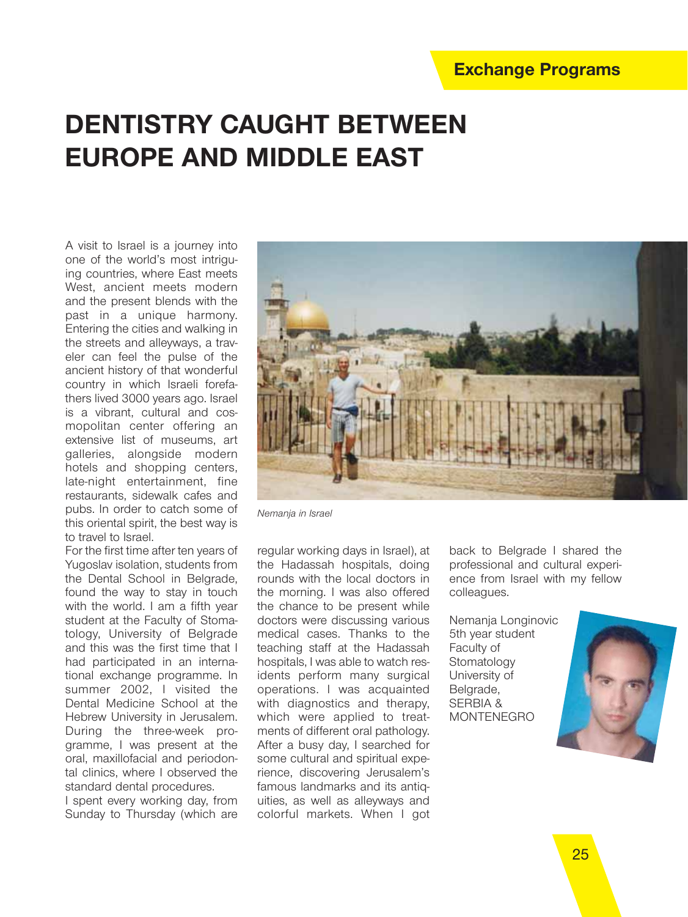Exchange Programs

# DENTISTRY CAUGHT BETWEEN EUROPE AND MIDDLE EAST

A visit to Israel is a journey into one of the world's most intriguing countries, where East meets West, ancient meets modern and the present blends with the past in a unique harmony. Entering the cities and walking in the streets and alleyways, a traveler can feel the pulse of the ancient history of that wonderful country in which Israeli forefathers lived 3000 years ago. Israel is a vibrant, cultural and cosmopolitan center offering an extensive list of museums, art galleries, alongside modern hotels and shopping centers, late-night entertainment, fine restaurants, sidewalk cafes and pubs. In order to catch some of this oriental spirit, the best way is to travel to Israel.

*Nemanja in Israel*

For the first time after ten years of Yugoslav isolation, students from the Dental School in Belgrade, found the way to stay in touch with the world. I am a fifth year student at the Faculty of Stomatology, University of Belgrade and this was the first time that I had participated in an international exchange programme. In summer 2002, I visited the Dental Medicine School at the Hebrew University in Jerusalem. During the three-week programme, I was present at the oral, maxillofacial and periodontal clinics, where I observed the standard dental procedures.

I spent every working day, from Sunday to Thursday (which are regular working days in Israel), at the Hadassah hospitals, doing rounds with the local doctors in the morning. I was also offered the chance to be present while doctors were discussing various medical cases. Thanks to the teaching staff at the Hadassah hospitals, I was able to watch residents perform many surgical operations. I was acquainted with diagnostics and therapy, which were applied to treatments of different oral pathology. After a busy day, I searched for some cultural and spiritual experience, discovering Jerusalem's famous landmarks and its antiquities, as well as alleyways and colorful markets. When I got back to Belgrade I shared the professional and cultural experience from Israel with my fellow colleagues.

Nemanja Longinovic
5th year student
Faculty of Stomatology
University of Belgrade,
SERBIA & MONTENEGRO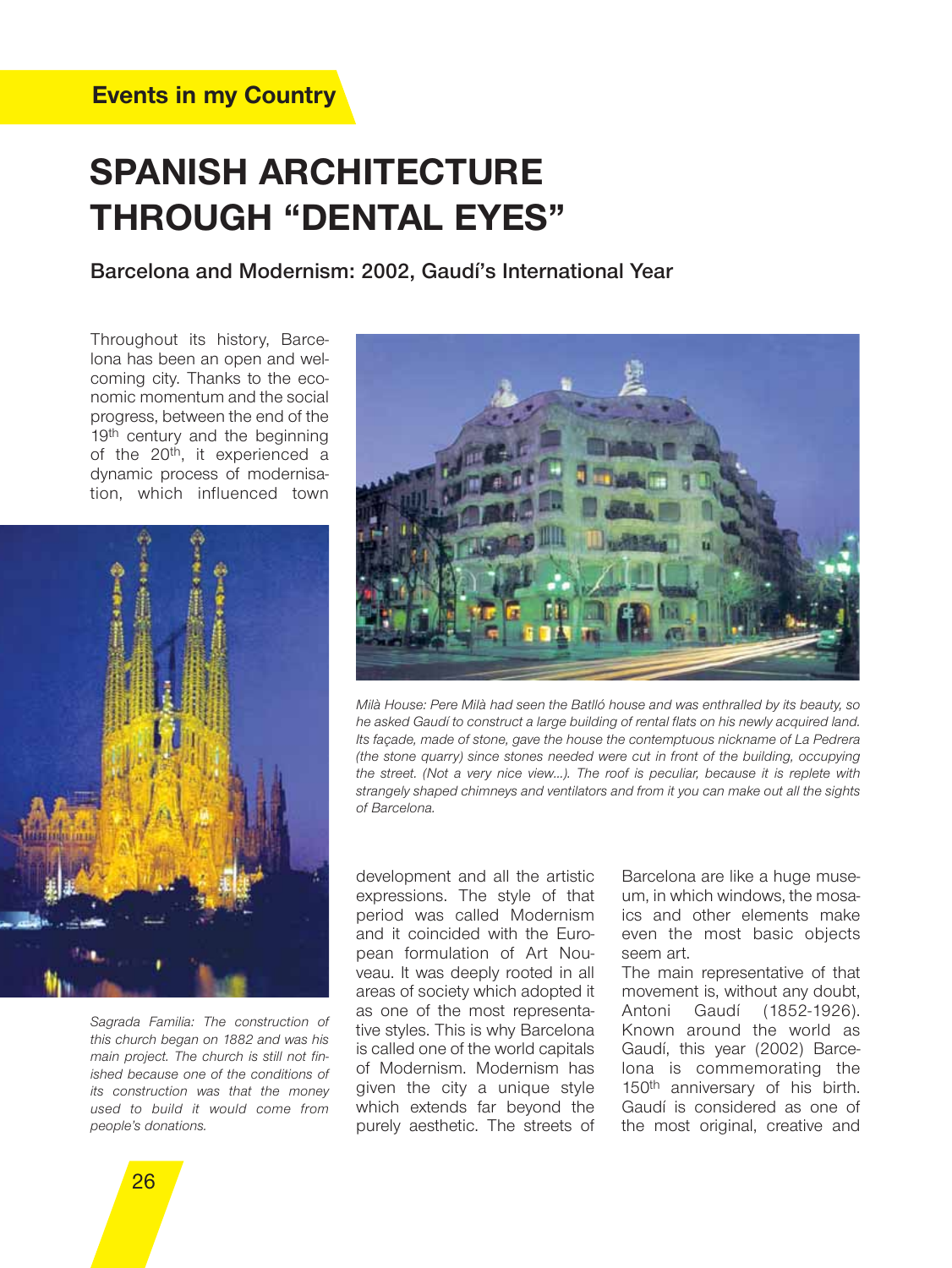Events in my Country

# SPANISH ARCHITECTURE THROUGH "DENTAL EYES"

## Barcelona and Modernism: 2002, Gaudí's International Year

Throughout its history, Barcelona has been an open and welcoming city. Thanks to the economic momentum and the social progress, between the end of the 19th century and the beginning of the 20th, it experienced a dynamic process of modernisation, which influenced town development and all the artistic expressions. The style of that period was called Modernism and it coincided with the European formulation of Art Nouveau. It was deeply rooted in all areas of society which adopted it as one of the most representative styles. This is why Barcelona is called one of the world capitals of Modernism. Modernism has given the city a unique style which extends far beyond the purely aesthetic. The streets of Barcelona are like a huge museum, in which windows, the mosaics and other elements make even the most basic objects seem art.

The main representative of that movement is, without any doubt, Antoni Gaudí (1852-1926). Known around the world as Gaudí, this year (2002) Barcelona is commemorating the 150th anniversary of his birth. Gaudí is considered as one of the most original, creative and

*Milà House: Pere Milà had seen the Batlló house and was enthralled by its beauty, so he asked Gaudí to construct a large building of rental flats on his newly acquired land. Its façade, made of stone, gave the house the contemptuous nickname of La Pedrera (the stone quarry) since stones needed were cut in front of the building, occupying the street. (Not a very nice view...). The roof is peculiar, because it is replete with strangely shaped chimneys and ventilators and from it you can make out all the sights of Barcelona.*

*Sagrada Familia: The construction of this church began on 1882 and was his main project. The church is still not finished because one of the conditions of its construction was that the money used to build it would come from people's donations.*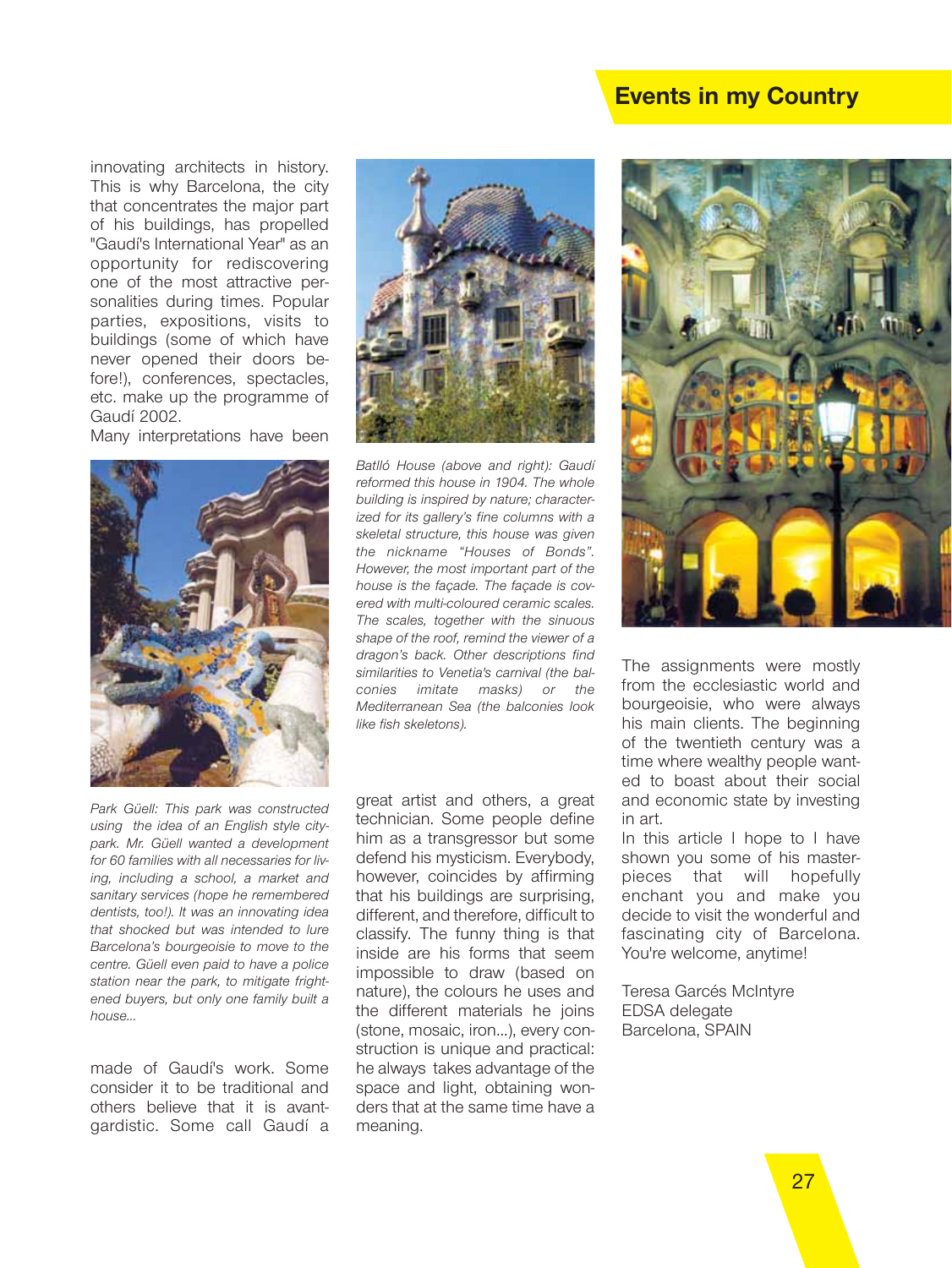## Events in my Country

innovating architects in history. This is why Barcelona, the city that concentrates the major part of his buildings, has propelled "Gaudí's International Year" as an opportunity for rediscovering one of the most attractive personalities during times. Popular parties, expositions, visits to buildings (some of which have never opened their doors before!), conferences, spectacles, etc. make up the programme of Gaudí 2002.

Many interpretations have been made of Gaudí's work. Some consider it to be traditional and others believe that it is avant-gardistic. Some call Gaudí a great artist and others, a great technician. Some people define him as a transgressor but some defend his mysticism. Everybody, however, coincides by affirming that his buildings are surprising, different, and therefore, difficult to classify. The funny thing is that inside are his forms that seem impossible to draw (based on nature), the colours he uses and the different materials he joins (stone, mosaic, iron...), every construction is unique and practical: he always takes advantage of the space and light, obtaining wonders that at the same time have a meaning.

*Park Güell: This park was constructed using the idea of an English style city-park. Mr. Güell wanted a development for 60 families with all necessaries for living, including a school, a market and sanitary services (hope he remembered dentists, too!). It was an innovating idea that shocked but was intended to lure Barcelona's bourgeoisie to move to the centre. Güell even paid to have a police station near the park, to mitigate frightened buyers, but only one family built a house...*

*Batlló House (above and right): Gaudí reformed this house in 1904. The whole building is inspired by nature; characterized for its gallery's fine columns with a skeletal structure, this house was given the nickname "Houses of Bonds". However, the most important part of the house is the façade. The façade is covered with multi-coloured ceramic scales. The scales, together with the sinuous shape of the roof, remind the viewer of a dragon's back. Other descriptions find similarities to Venetia's carnival (the balconies imitate masks) or the Mediterranean Sea (the balconies look like fish skeletons).*

The assignments were mostly from the ecclesiastic world and bourgeoisie, who were always his main clients. The beginning of the twentieth century was a time where wealthy people wanted to boast about their social and economic state by investing in art.

In this article I hope to I have shown you some of his masterpieces that will hopefully enchant you and make you decide to visit the wonderful and fascinating city of Barcelona. You're welcome, anytime!

Teresa Garcés McIntyre
EDSA delegate
Barcelona, SPAIN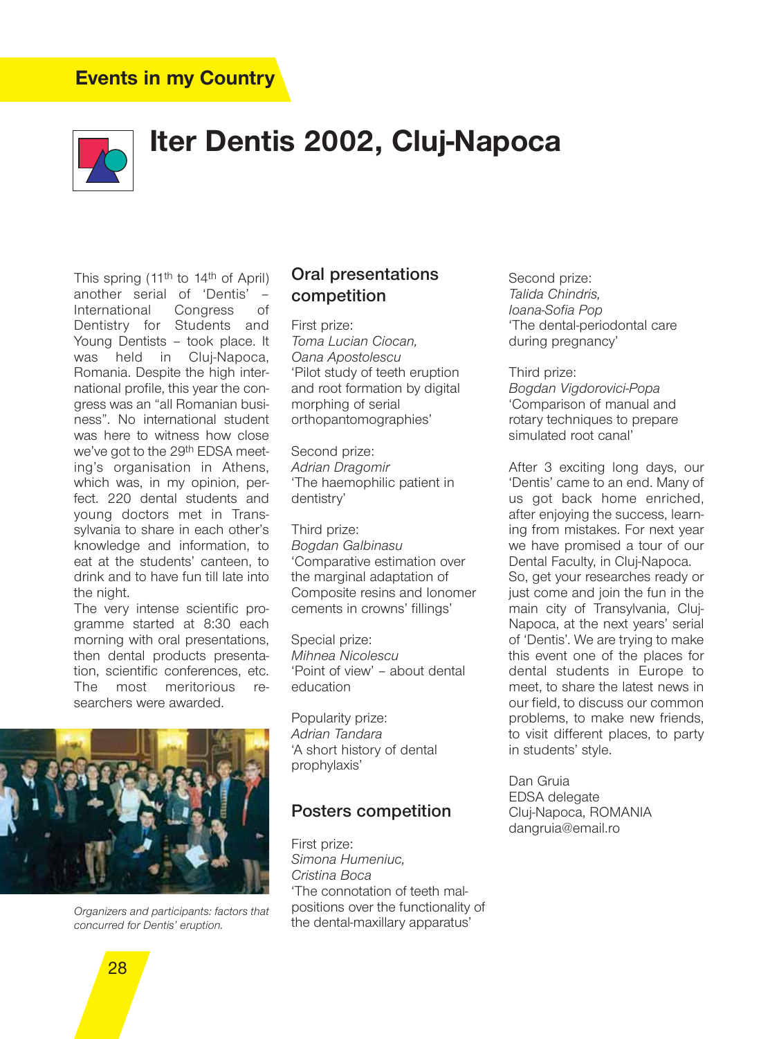## Events in my Country

# Iter Dentis 2002, Cluj-Napoca

This spring (11th to 14th of April) another serial of 'Dentis' – International Congress of Dentistry for Students and Young Dentists – took place. It was held in Cluj-Napoca, Romania. Despite the high international profile, this year the congress was an "all Romanian business". No international student was here to witness how close we've got to the 29th EDSA meeting's organisation in Athens, which was, in my opinion, perfect. 220 dental students and young doctors met in Transsylvania to share in each other's knowledge and information, to eat at the students' canteen, to drink and to have fun till late into the night.

The very intense scientific programme started at 8:30 each morning with oral presentations, then dental products presentation, scientific conferences, etc. The most meritorious researchers were awarded.

*Organizers and participants: factors that concurred for Dentis' eruption.*

### Oral presentations competition

First prize:
*Toma Lucian Ciocan,*
*Oana Apostolescu*
'Pilot study of teeth eruption and root formation by digital morphing of serial orthopantomographies'

Second prize:
*Adrian Dragomir*
'The haemophilic patient in dentistry'

Third prize:
*Bogdan Galbinasu*
'Comparative estimation over the marginal adaptation of Composite resins and Ionomer cements in crowns' fillings'

Special prize:
*Mihnea Nicolescu*
'Point of view' – about dental education

Popularity prize:
*Adrian Tandara*
'A short history of dental prophylaxis'

### Posters competition

First prize:
*Simona Humeniuc,*
*Cristina Boca*
'The connotation of teeth malpositions over the functionality of the dental-maxillary apparatus'

Second prize:
*Talida Chindris,*
*Ioana-Sofia Pop*
'The dental-periodontal care during pregnancy'

Third prize:
*Bogdan Vigdorovici-Popa*
'Comparison of manual and rotary techniques to prepare simulated root canal'

After 3 exciting long days, our 'Dentis' came to an end. Many of us got back home enriched, after enjoying the success, learning from mistakes. For next year we have promised a tour of our Dental Faculty, in Cluj-Napoca. So, get your researches ready or just come and join the fun in the main city of Transylvania, Cluj-Napoca, at the next years' serial of 'Dentis'. We are trying to make this event one of the places for dental students in Europe to meet, to share the latest news in our field, to discuss our common problems, to make new friends, to visit different places, to party in students' style.

Dan Gruia
EDSA delegate
Cluj-Napoca, ROMANIA
dangruia@email.ro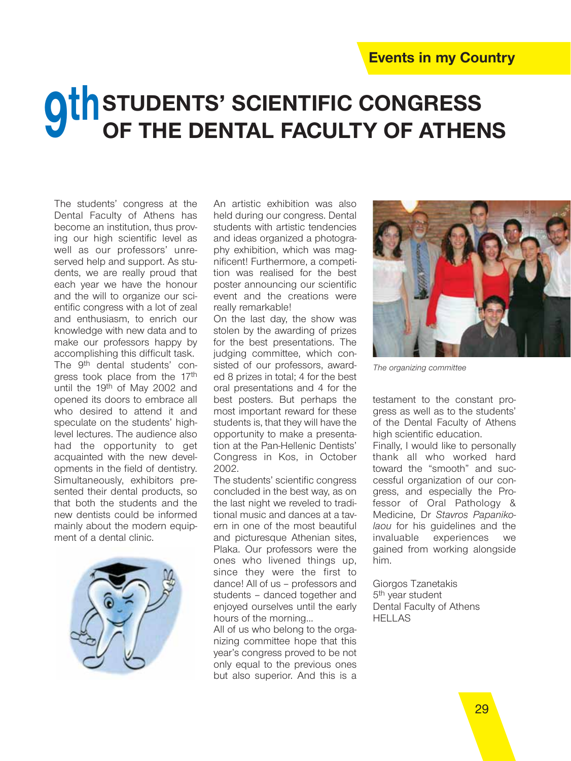Events in my Country

# 9th STUDENTS' SCIENTIFIC CONGRESS OF THE DENTAL FACULTY OF ATHENS

The students' congress at the Dental Faculty of Athens has become an institution, thus proving our high scientific level as well as our professors' unreserved help and support. As students, we are really proud that each year we have the honour and the will to organize our scientific congress with a lot of zeal and enthusiasm, to enrich our knowledge with new data and to make our professors happy by accomplishing this difficult task.

The 9th dental students' congress took place from the 17th until the 19th of May 2002 and opened its doors to embrace all who desired to attend it and speculate on the students' high-level lectures. The audience also had the opportunity to get acquainted with the new developments in the field of dentistry. Simultaneously, exhibitors presented their dental products, so that both the students and the new dentists could be informed mainly about the modern equipment of a dental clinic.

An artistic exhibition was also held during our congress. Dental students with artistic tendencies and ideas organized a photography exhibition, which was magnificent! Furthermore, a competition was realised for the best poster announcing our scientific event and the creations were really remarkable!

On the last day, the show was stolen by the awarding of prizes for the best presentations. The judging committee, which consisted of our professors, awarded 8 prizes in total; 4 for the best oral presentations and 4 for the best posters. But perhaps the most important reward for these students is, that they will have the opportunity to make a presentation at the Pan-Hellenic Dentists' Congress in Kos, in October 2002.

The students' scientific congress concluded in the best way, as on the last night we reveled to traditional music and dances at a tavern in one of the most beautiful and picturesque Athenian sites, Plaka. Our professors were the ones who livened things up, since they were the first to dance! All of us – professors and students – danced together and enjoyed ourselves until the early hours of the morning...

All of us who belong to the organizing committee hope that this year's congress proved to be not only equal to the previous ones but also superior. And this is a testament to the constant progress as well as to the students' of the Dental Faculty of Athens high scientific education.

*The organizing committee*

Finally, I would like to personally thank all who worked hard toward the "smooth" and successful organization of our congress, and especially the Professor of Oral Pathology & Medicine, Dr *Stavros Papanikolaou* for his guidelines and the invaluable experiences we gained from working alongside him.

Giorgos Tzanetakis
5th year student
Dental Faculty of Athens
HELLAS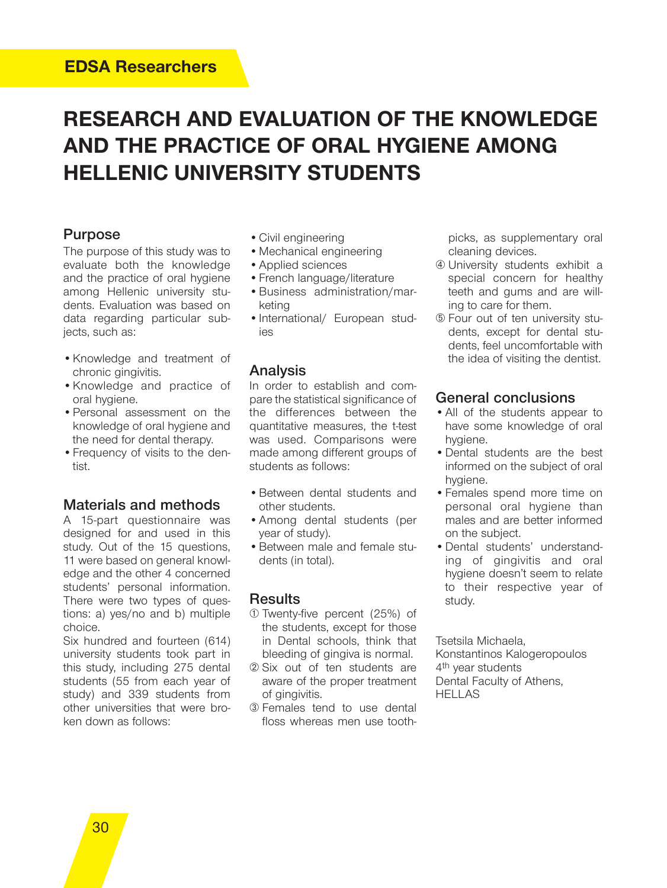EDSA Researchers

# RESEARCH AND EVALUATION OF THE KNOWLEDGE AND THE PRACTICE OF ORAL HYGIENE AMONG HELLENIC UNIVERSITY STUDENTS

## Purpose

The purpose of this study was to evaluate both the knowledge and the practice of oral hygiene among Hellenic university students. Evaluation was based on data regarding particular subjects, such as:

- Knowledge and treatment of chronic gingivitis.
- Knowledge and practice of oral hygiene.
- Personal assessment on the knowledge of oral hygiene and the need for dental therapy.
- Frequency of visits to the dentist.

## Materials and methods

A 15-part questionnaire was designed for and used in this study. Out of the 15 questions, 11 were based on general knowledge and the other 4 concerned students' personal information. There were two types of questions: a) yes/no and b) multiple choice.

Six hundred and fourteen (614) university students took part in this study, including 275 dental students (55 from each year of study) and 339 students from other universities that were broken down as follows:

- Civil engineering
- Mechanical engineering
- Applied sciences
- French language/literature
- Business administration/marketing
- International/ European studies

## Analysis

In order to establish and compare the statistical significance of the differences between the quantitative measures, the t-test was used. Comparisons were made among different groups of students as follows:

- Between dental students and other students.
- Among dental students (per year of study).
- Between male and female students (in total).

## Results

① Twenty-five percent (25%) of the students, except for those in Dental schools, think that bleeding of gingiva is normal.
② Six out of ten students are aware of the proper treatment of gingivitis.
③ Females tend to use dental floss whereas men use toothpicks, as supplementary oral cleaning devices.
④ University students exhibit a special concern for healthy teeth and gums and are willing to care for them.
⑤ Four out of ten university students, except for dental students, feel uncomfortable with the idea of visiting the dentist.

## General conclusions

- All of the students appear to have some knowledge of oral hygiene.
- Dental students are the best informed on the subject of oral hygiene.
- Females spend more time on personal oral hygiene than males and are better informed on the subject.
- Dental students' understanding of gingivitis and oral hygiene doesn't seem to relate to their respective year of study.

Tsetsila Michaela,
Konstantinos Kalogeropoulos
4th year students
Dental Faculty of Athens,
HELLAS